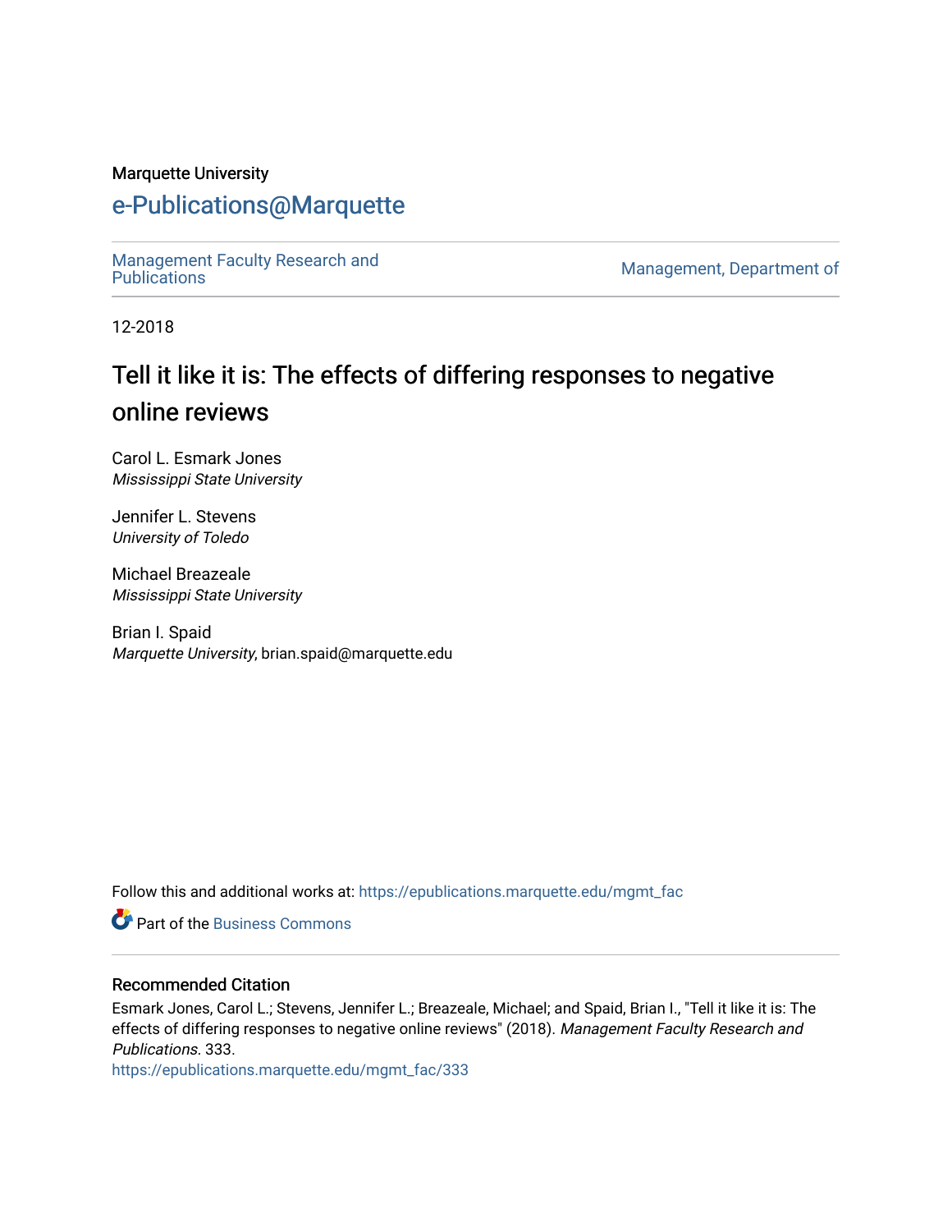Marquette University

# e-Publications@Marquette

Management Faculty Research and Publications | Management, Department of

12-2018

## Tell it like it is: The effects of differing responses to negative online reviews

Carol L. Esmark Jones
*Mississippi State University*

Jennifer L. Stevens
*University of Toledo*

Michael Breazeale
*Mississippi State University*

Brian I. Spaid
*Marquette University*, brian.spaid@marquette.edu

Follow this and additional works at: https://epublications.marquette.edu/mgmt_fac

Part of the Business Commons

### Recommended Citation

Esmark Jones, Carol L.; Stevens, Jennifer L.; Breazeale, Michael; and Spaid, Brian I., "Tell it like it is: The effects of differing responses to negative online reviews" (2018). *Management Faculty Research and Publications*. 333.
https://epublications.marquette.edu/mgmt_fac/333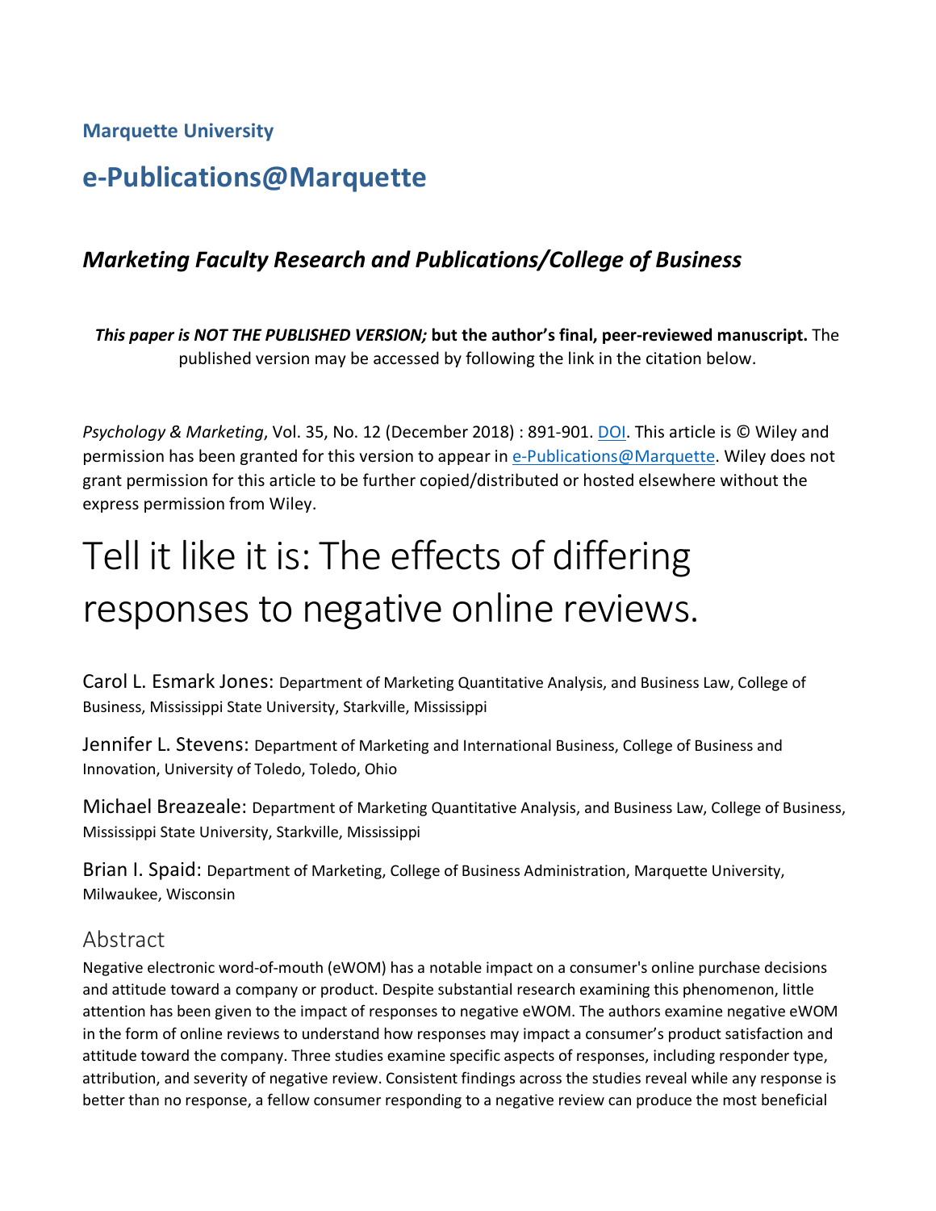**Marquette University**

# e-Publications@Marquette

## *Marketing Faculty Research and Publications/College of Business*

***This paper is NOT THE PUBLISHED VERSION;* but the author's final, peer-reviewed manuscript.** The published version may be accessed by following the link in the citation below.

*Psychology & Marketing*, Vol. 35, No. 12 (December 2018) : 891-901. DOI. This article is © Wiley and permission has been granted for this version to appear in e-Publications@Marquette. Wiley does not grant permission for this article to be further copied/distributed or hosted elsewhere without the express permission from Wiley.

# Tell it like it is: The effects of differing responses to negative online reviews.

Carol L. Esmark Jones: Department of Marketing Quantitative Analysis, and Business Law, College of Business, Mississippi State University, Starkville, Mississippi

Jennifer L. Stevens: Department of Marketing and International Business, College of Business and Innovation, University of Toledo, Toledo, Ohio

Michael Breazeale: Department of Marketing Quantitative Analysis, and Business Law, College of Business, Mississippi State University, Starkville, Mississippi

Brian I. Spaid: Department of Marketing, College of Business Administration, Marquette University, Milwaukee, Wisconsin

## Abstract

Negative electronic word-of-mouth (eWOM) has a notable impact on a consumer's online purchase decisions and attitude toward a company or product. Despite substantial research examining this phenomenon, little attention has been given to the impact of responses to negative eWOM. The authors examine negative eWOM in the form of online reviews to understand how responses may impact a consumer's product satisfaction and attitude toward the company. Three studies examine specific aspects of responses, including responder type, attribution, and severity of negative review. Consistent findings across the studies reveal while any response is better than no response, a fellow consumer responding to a negative review can produce the most beneficial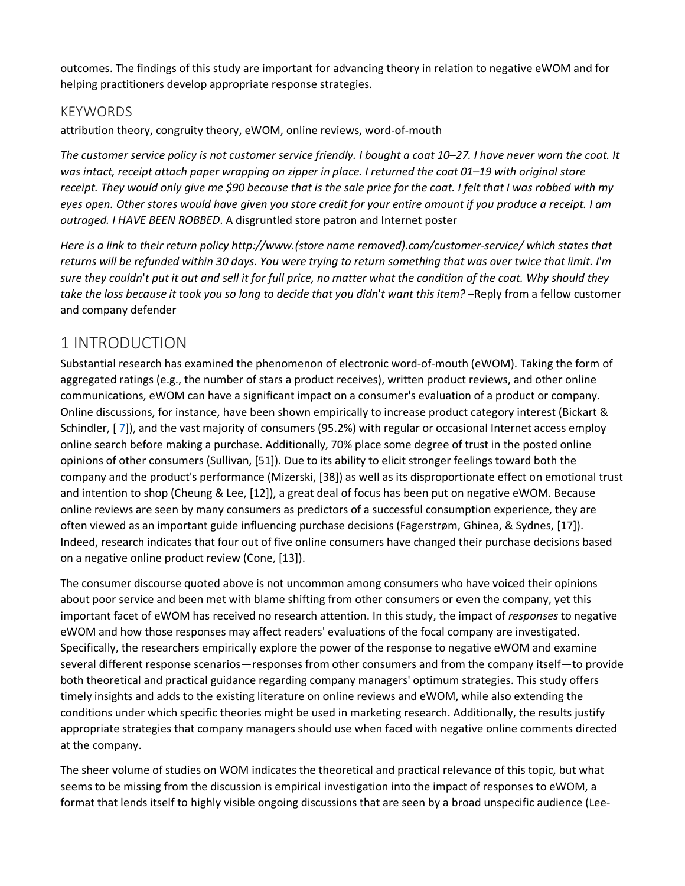outcomes. The findings of this study are important for advancing theory in relation to negative eWOM and for helping practitioners develop appropriate response strategies.

## KEYWORDS

attribution theory, congruity theory, eWOM, online reviews, word-of-mouth

*The customer service policy is not customer service friendly. I bought a coat 10–27. I have never worn the coat. It was intact, receipt attach paper wrapping on zipper in place. I returned the coat 01–19 with original store receipt. They would only give me $90 because that is the sale price for the coat. I felt that I was robbed with my eyes open. Other stores would have given you store credit for your entire amount if you produce a receipt. I am outraged. I HAVE BEEN ROBBED*. A disgruntled store patron and Internet poster

*Here is a link to their return policy http://www.(store name removed).com/customer-service/ which states that returns will be refunded within 30 days. You were trying to return something that was over twice that limit. I'm sure they couldn't put it out and sell it for full price, no matter what the condition of the coat. Why should they take the loss because it took you so long to decide that you didn't want this item?* –Reply from a fellow customer and company defender

# 1 INTRODUCTION

Substantial research has examined the phenomenon of electronic word-of-mouth (eWOM). Taking the form of aggregated ratings (e.g., the number of stars a product receives), written product reviews, and other online communications, eWOM can have a significant impact on a consumer's evaluation of a product or company. Online discussions, for instance, have been shown empirically to increase product category interest (Bickart & Schindler, [7]), and the vast majority of consumers (95.2%) with regular or occasional Internet access employ online search before making a purchase. Additionally, 70% place some degree of trust in the posted online opinions of other consumers (Sullivan, [51]). Due to its ability to elicit stronger feelings toward both the company and the product's performance (Mizerski, [38]) as well as its disproportionate effect on emotional trust and intention to shop (Cheung & Lee, [12]), a great deal of focus has been put on negative eWOM. Because online reviews are seen by many consumers as predictors of a successful consumption experience, they are often viewed as an important guide influencing purchase decisions (Fagerstrøm, Ghinea, & Sydnes, [17]). Indeed, research indicates that four out of five online consumers have changed their purchase decisions based on a negative online product review (Cone, [13]).

The consumer discourse quoted above is not uncommon among consumers who have voiced their opinions about poor service and been met with blame shifting from other consumers or even the company, yet this important facet of eWOM has received no research attention. In this study, the impact of *responses* to negative eWOM and how those responses may affect readers' evaluations of the focal company are investigated. Specifically, the researchers empirically explore the power of the response to negative eWOM and examine several different response scenarios—responses from other consumers and from the company itself—to provide both theoretical and practical guidance regarding company managers' optimum strategies. This study offers timely insights and adds to the existing literature on online reviews and eWOM, while also extending the conditions under which specific theories might be used in marketing research. Additionally, the results justify appropriate strategies that company managers should use when faced with negative online comments directed at the company.

The sheer volume of studies on WOM indicates the theoretical and practical relevance of this topic, but what seems to be missing from the discussion is empirical investigation into the impact of responses to eWOM, a format that lends itself to highly visible ongoing discussions that are seen by a broad unspecific audience (Lee-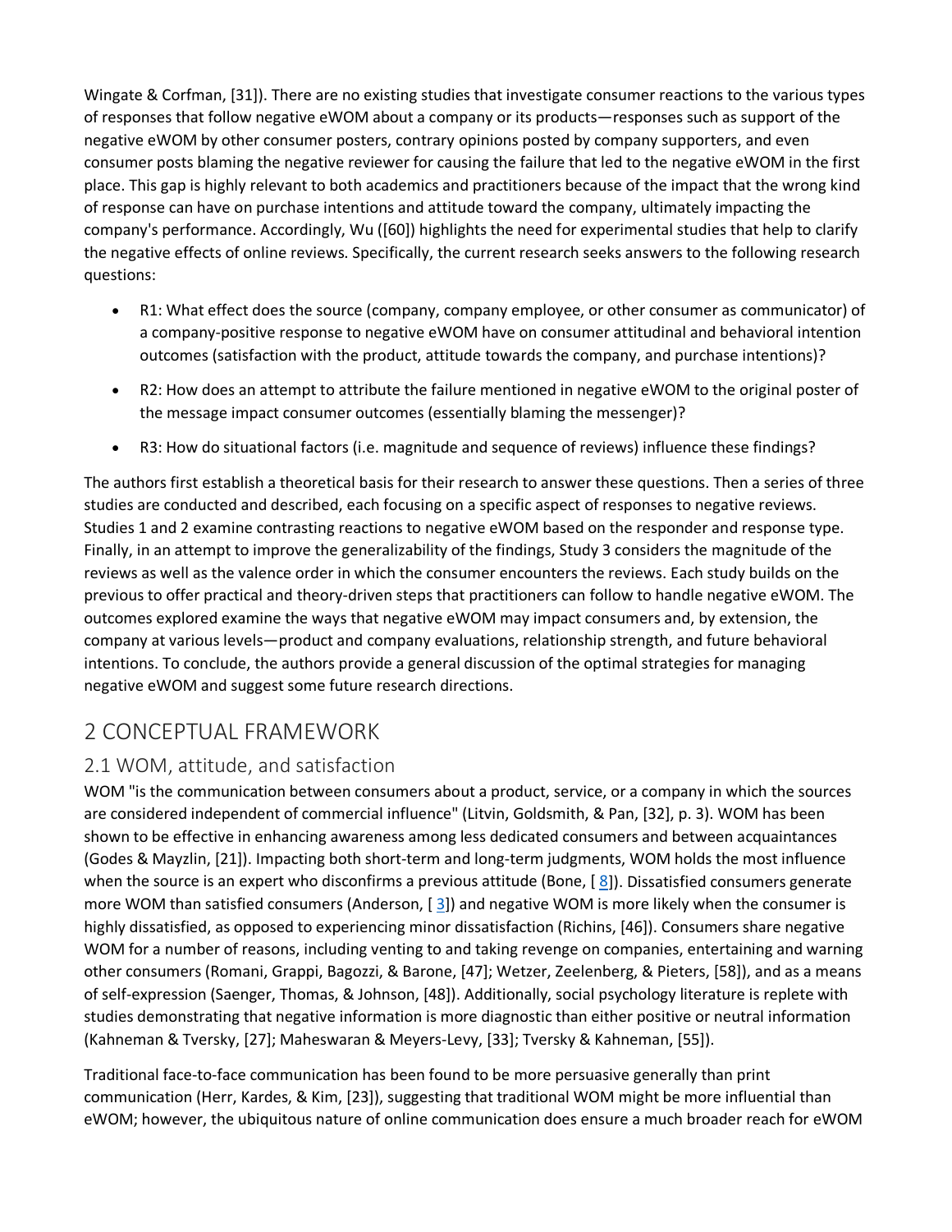Wingate & Corfman, [31]). There are no existing studies that investigate consumer reactions to the various types of responses that follow negative eWOM about a company or its products—responses such as support of the negative eWOM by other consumer posters, contrary opinions posted by company supporters, and even consumer posts blaming the negative reviewer for causing the failure that led to the negative eWOM in the first place. This gap is highly relevant to both academics and practitioners because of the impact that the wrong kind of response can have on purchase intentions and attitude toward the company, ultimately impacting the company's performance. Accordingly, Wu ([60]) highlights the need for experimental studies that help to clarify the negative effects of online reviews. Specifically, the current research seeks answers to the following research questions:

- R1: What effect does the source (company, company employee, or other consumer as communicator) of a company-positive response to negative eWOM have on consumer attitudinal and behavioral intention outcomes (satisfaction with the product, attitude towards the company, and purchase intentions)?
- R2: How does an attempt to attribute the failure mentioned in negative eWOM to the original poster of the message impact consumer outcomes (essentially blaming the messenger)?
- R3: How do situational factors (i.e. magnitude and sequence of reviews) influence these findings?

The authors first establish a theoretical basis for their research to answer these questions. Then a series of three studies are conducted and described, each focusing on a specific aspect of responses to negative reviews. Studies 1 and 2 examine contrasting reactions to negative eWOM based on the responder and response type. Finally, in an attempt to improve the generalizability of the findings, Study 3 considers the magnitude of the reviews as well as the valence order in which the consumer encounters the reviews. Each study builds on the previous to offer practical and theory-driven steps that practitioners can follow to handle negative eWOM. The outcomes explored examine the ways that negative eWOM may impact consumers and, by extension, the company at various levels—product and company evaluations, relationship strength, and future behavioral intentions. To conclude, the authors provide a general discussion of the optimal strategies for managing negative eWOM and suggest some future research directions.

# 2 CONCEPTUAL FRAMEWORK

## 2.1 WOM, attitude, and satisfaction

WOM "is the communication between consumers about a product, service, or a company in which the sources are considered independent of commercial influence" (Litvin, Goldsmith, & Pan, [32], p. 3). WOM has been shown to be effective in enhancing awareness among less dedicated consumers and between acquaintances (Godes & Mayzlin, [21]). Impacting both short-term and long-term judgments, WOM holds the most influence when the source is an expert who disconfirms a previous attitude (Bone, [ 8]). Dissatisfied consumers generate more WOM than satisfied consumers (Anderson, [ 3]) and negative WOM is more likely when the consumer is highly dissatisfied, as opposed to experiencing minor dissatisfaction (Richins, [46]). Consumers share negative WOM for a number of reasons, including venting to and taking revenge on companies, entertaining and warning other consumers (Romani, Grappi, Bagozzi, & Barone, [47]; Wetzer, Zeelenberg, & Pieters, [58]), and as a means of self-expression (Saenger, Thomas, & Johnson, [48]). Additionally, social psychology literature is replete with studies demonstrating that negative information is more diagnostic than either positive or neutral information (Kahneman & Tversky, [27]; Maheswaran & Meyers-Levy, [33]; Tversky & Kahneman, [55]).

Traditional face-to-face communication has been found to be more persuasive generally than print communication (Herr, Kardes, & Kim, [23]), suggesting that traditional WOM might be more influential than eWOM; however, the ubiquitous nature of online communication does ensure a much broader reach for eWOM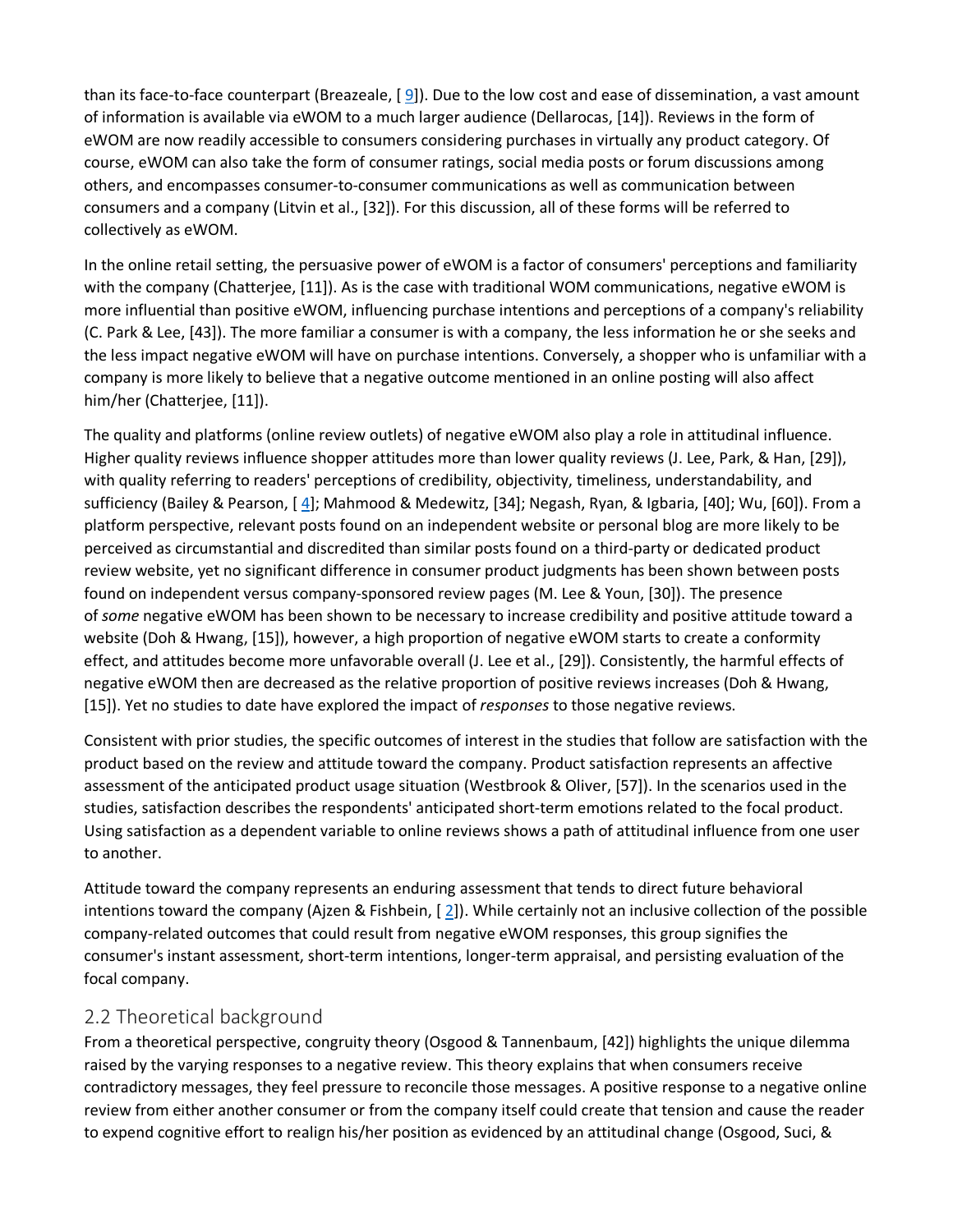than its face-to-face counterpart (Breazeale, [ 9]). Due to the low cost and ease of dissemination, a vast amount of information is available via eWOM to a much larger audience (Dellarocas, [14]). Reviews in the form of eWOM are now readily accessible to consumers considering purchases in virtually any product category. Of course, eWOM can also take the form of consumer ratings, social media posts or forum discussions among others, and encompasses consumer-to-consumer communications as well as communication between consumers and a company (Litvin et al., [32]). For this discussion, all of these forms will be referred to collectively as eWOM.

In the online retail setting, the persuasive power of eWOM is a factor of consumers' perceptions and familiarity with the company (Chatterjee, [11]). As is the case with traditional WOM communications, negative eWOM is more influential than positive eWOM, influencing purchase intentions and perceptions of a company's reliability (C. Park & Lee, [43]). The more familiar a consumer is with a company, the less information he or she seeks and the less impact negative eWOM will have on purchase intentions. Conversely, a shopper who is unfamiliar with a company is more likely to believe that a negative outcome mentioned in an online posting will also affect him/her (Chatterjee, [11]).

The quality and platforms (online review outlets) of negative eWOM also play a role in attitudinal influence. Higher quality reviews influence shopper attitudes more than lower quality reviews (J. Lee, Park, & Han, [29]), with quality referring to readers' perceptions of credibility, objectivity, timeliness, understandability, and sufficiency (Bailey & Pearson, [ 4]; Mahmood & Medewitz, [34]; Negash, Ryan, & Igbaria, [40]; Wu, [60]). From a platform perspective, relevant posts found on an independent website or personal blog are more likely to be perceived as circumstantial and discredited than similar posts found on a third-party or dedicated product review website, yet no significant difference in consumer product judgments has been shown between posts found on independent versus company-sponsored review pages (M. Lee & Youn, [30]). The presence of *some* negative eWOM has been shown to be necessary to increase credibility and positive attitude toward a website (Doh & Hwang, [15]), however, a high proportion of negative eWOM starts to create a conformity effect, and attitudes become more unfavorable overall (J. Lee et al., [29]). Consistently, the harmful effects of negative eWOM then are decreased as the relative proportion of positive reviews increases (Doh & Hwang, [15]). Yet no studies to date have explored the impact of *responses* to those negative reviews.

Consistent with prior studies, the specific outcomes of interest in the studies that follow are satisfaction with the product based on the review and attitude toward the company. Product satisfaction represents an affective assessment of the anticipated product usage situation (Westbrook & Oliver, [57]). In the scenarios used in the studies, satisfaction describes the respondents' anticipated short-term emotions related to the focal product. Using satisfaction as a dependent variable to online reviews shows a path of attitudinal influence from one user to another.

Attitude toward the company represents an enduring assessment that tends to direct future behavioral intentions toward the company (Ajzen & Fishbein, [ 2]). While certainly not an inclusive collection of the possible company-related outcomes that could result from negative eWOM responses, this group signifies the consumer's instant assessment, short-term intentions, longer-term appraisal, and persisting evaluation of the focal company.

## 2.2 Theoretical background

From a theoretical perspective, congruity theory (Osgood & Tannenbaum, [42]) highlights the unique dilemma raised by the varying responses to a negative review. This theory explains that when consumers receive contradictory messages, they feel pressure to reconcile those messages. A positive response to a negative online review from either another consumer or from the company itself could create that tension and cause the reader to expend cognitive effort to realign his/her position as evidenced by an attitudinal change (Osgood, Suci, &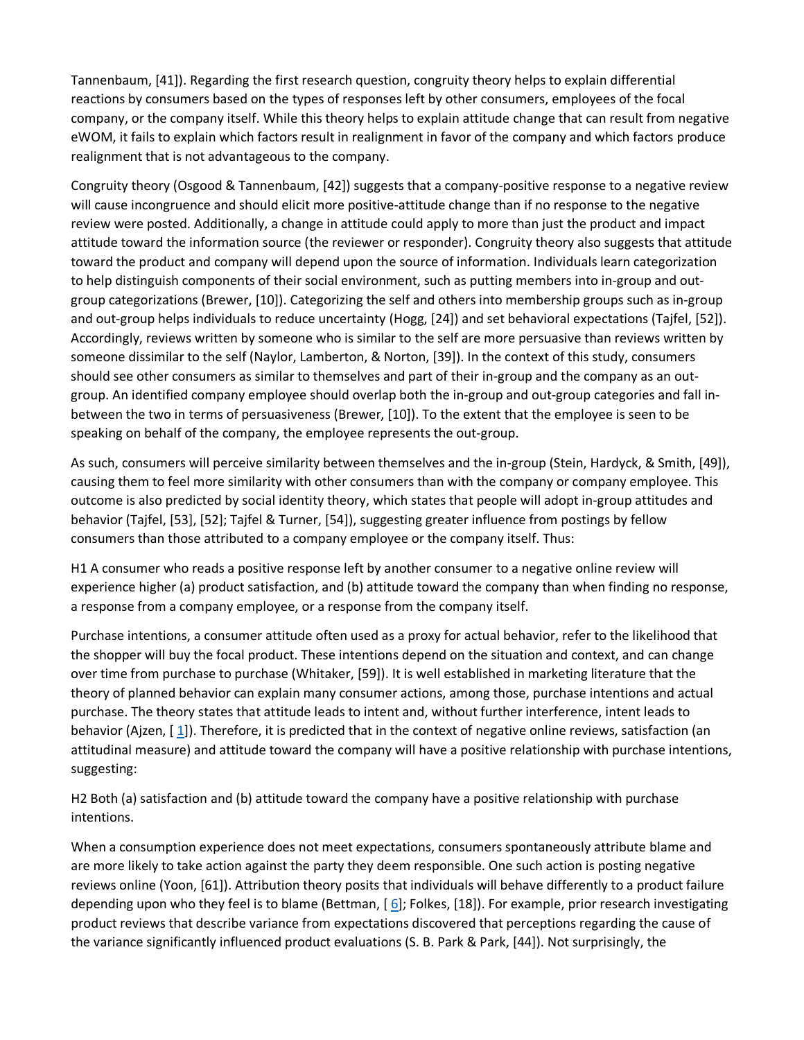Tannenbaum, [41]). Regarding the first research question, congruity theory helps to explain differential reactions by consumers based on the types of responses left by other consumers, employees of the focal company, or the company itself. While this theory helps to explain attitude change that can result from negative eWOM, it fails to explain which factors result in realignment in favor of the company and which factors produce realignment that is not advantageous to the company.

Congruity theory (Osgood & Tannenbaum, [42]) suggests that a company-positive response to a negative review will cause incongruence and should elicit more positive-attitude change than if no response to the negative review were posted. Additionally, a change in attitude could apply to more than just the product and impact attitude toward the information source (the reviewer or responder). Congruity theory also suggests that attitude toward the product and company will depend upon the source of information. Individuals learn categorization to help distinguish components of their social environment, such as putting members into in-group and out-group categorizations (Brewer, [10]). Categorizing the self and others into membership groups such as in-group and out-group helps individuals to reduce uncertainty (Hogg, [24]) and set behavioral expectations (Tajfel, [52]). Accordingly, reviews written by someone who is similar to the self are more persuasive than reviews written by someone dissimilar to the self (Naylor, Lamberton, & Norton, [39]). In the context of this study, consumers should see other consumers as similar to themselves and part of their in-group and the company as an out-group. An identified company employee should overlap both the in-group and out-group categories and fall in-between the two in terms of persuasiveness (Brewer, [10]). To the extent that the employee is seen to be speaking on behalf of the company, the employee represents the out-group.

As such, consumers will perceive similarity between themselves and the in-group (Stein, Hardyck, & Smith, [49]), causing them to feel more similarity with other consumers than with the company or company employee. This outcome is also predicted by social identity theory, which states that people will adopt in-group attitudes and behavior (Tajfel, [53], [52]; Tajfel & Turner, [54]), suggesting greater influence from postings by fellow consumers than those attributed to a company employee or the company itself. Thus:

H1 A consumer who reads a positive response left by another consumer to a negative online review will experience higher (a) product satisfaction, and (b) attitude toward the company than when finding no response, a response from a company employee, or a response from the company itself.

Purchase intentions, a consumer attitude often used as a proxy for actual behavior, refer to the likelihood that the shopper will buy the focal product. These intentions depend on the situation and context, and can change over time from purchase to purchase (Whitaker, [59]). It is well established in marketing literature that the theory of planned behavior can explain many consumer actions, among those, purchase intentions and actual purchase. The theory states that attitude leads to intent and, without further interference, intent leads to behavior (Ajzen, [ 1]). Therefore, it is predicted that in the context of negative online reviews, satisfaction (an attitudinal measure) and attitude toward the company will have a positive relationship with purchase intentions, suggesting:

H2 Both (a) satisfaction and (b) attitude toward the company have a positive relationship with purchase intentions.

When a consumption experience does not meet expectations, consumers spontaneously attribute blame and are more likely to take action against the party they deem responsible. One such action is posting negative reviews online (Yoon, [61]). Attribution theory posits that individuals will behave differently to a product failure depending upon who they feel is to blame (Bettman, [ 6]; Folkes, [18]). For example, prior research investigating product reviews that describe variance from expectations discovered that perceptions regarding the cause of the variance significantly influenced product evaluations (S. B. Park & Park, [44]). Not surprisingly, the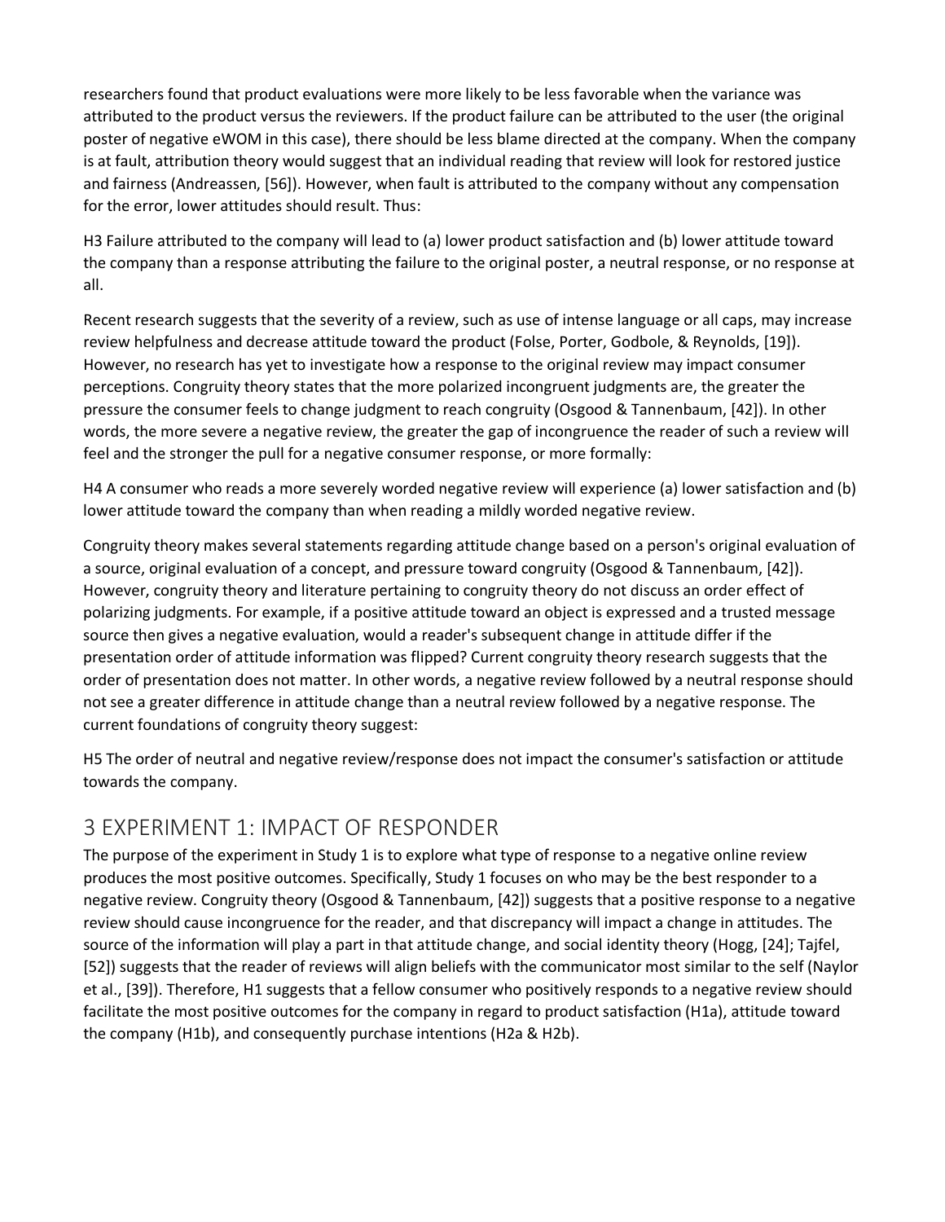researchers found that product evaluations were more likely to be less favorable when the variance was attributed to the product versus the reviewers. If the product failure can be attributed to the user (the original poster of negative eWOM in this case), there should be less blame directed at the company. When the company is at fault, attribution theory would suggest that an individual reading that review will look for restored justice and fairness (Andreassen, [56]). However, when fault is attributed to the company without any compensation for the error, lower attitudes should result. Thus:

H3 Failure attributed to the company will lead to (a) lower product satisfaction and (b) lower attitude toward the company than a response attributing the failure to the original poster, a neutral response, or no response at all.

Recent research suggests that the severity of a review, such as use of intense language or all caps, may increase review helpfulness and decrease attitude toward the product (Folse, Porter, Godbole, & Reynolds, [19]). However, no research has yet to investigate how a response to the original review may impact consumer perceptions. Congruity theory states that the more polarized incongruent judgments are, the greater the pressure the consumer feels to change judgment to reach congruity (Osgood & Tannenbaum, [42]). In other words, the more severe a negative review, the greater the gap of incongruence the reader of such a review will feel and the stronger the pull for a negative consumer response, or more formally:

H4 A consumer who reads a more severely worded negative review will experience (a) lower satisfaction and (b) lower attitude toward the company than when reading a mildly worded negative review.

Congruity theory makes several statements regarding attitude change based on a person's original evaluation of a source, original evaluation of a concept, and pressure toward congruity (Osgood & Tannenbaum, [42]). However, congruity theory and literature pertaining to congruity theory do not discuss an order effect of polarizing judgments. For example, if a positive attitude toward an object is expressed and a trusted message source then gives a negative evaluation, would a reader's subsequent change in attitude differ if the presentation order of attitude information was flipped? Current congruity theory research suggests that the order of presentation does not matter. In other words, a negative review followed by a neutral response should not see a greater difference in attitude change than a neutral review followed by a negative response. The current foundations of congruity theory suggest:

H5 The order of neutral and negative review/response does not impact the consumer's satisfaction or attitude towards the company.

## 3 EXPERIMENT 1: IMPACT OF RESPONDER

The purpose of the experiment in Study 1 is to explore what type of response to a negative online review produces the most positive outcomes. Specifically, Study 1 focuses on who may be the best responder to a negative review. Congruity theory (Osgood & Tannenbaum, [42]) suggests that a positive response to a negative review should cause incongruence for the reader, and that discrepancy will impact a change in attitudes. The source of the information will play a part in that attitude change, and social identity theory (Hogg, [24]; Tajfel, [52]) suggests that the reader of reviews will align beliefs with the communicator most similar to the self (Naylor et al., [39]). Therefore, H1 suggests that a fellow consumer who positively responds to a negative review should facilitate the most positive outcomes for the company in regard to product satisfaction (H1a), attitude toward the company (H1b), and consequently purchase intentions (H2a & H2b).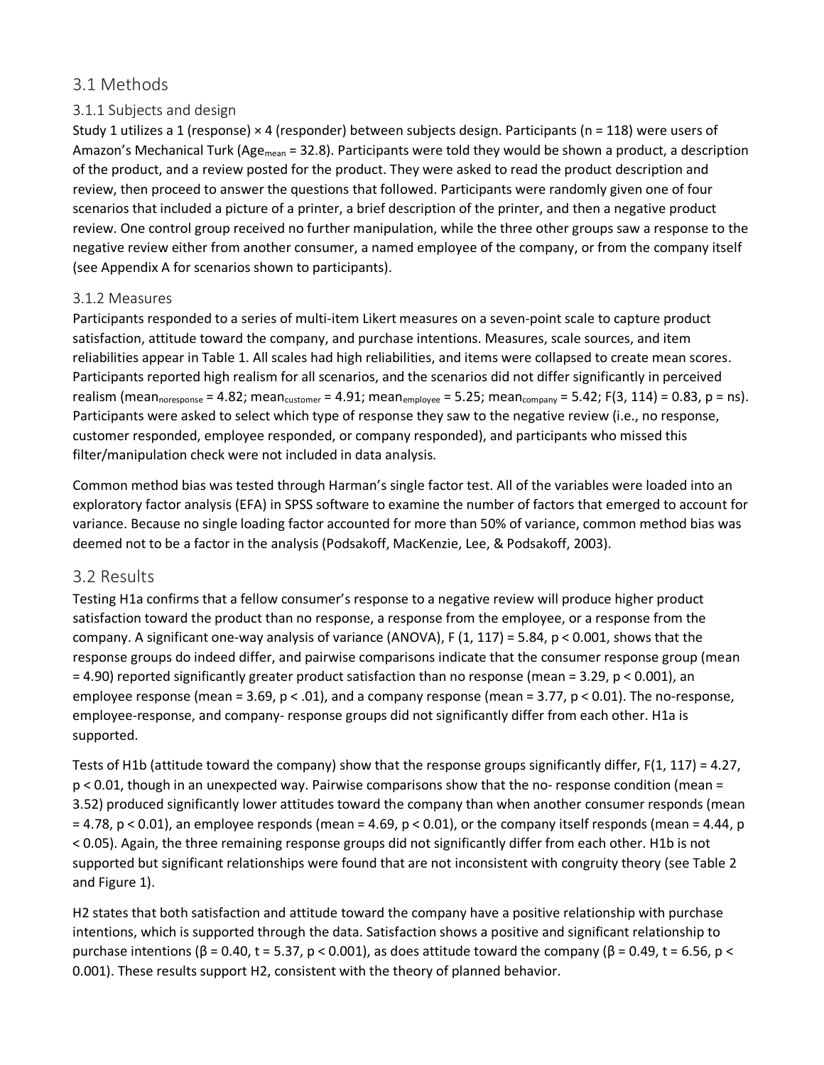## 3.1 Methods

### 3.1.1 Subjects and design

Study 1 utilizes a 1 (response) × 4 (responder) between subjects design. Participants (n = 118) were users of Amazon's Mechanical Turk ($Age_{mean}$ = 32.8). Participants were told they would be shown a product, a description of the product, and a review posted for the product. They were asked to read the product description and review, then proceed to answer the questions that followed. Participants were randomly given one of four scenarios that included a picture of a printer, a brief description of the printer, and then a negative product review. One control group received no further manipulation, while the three other groups saw a response to the negative review either from another consumer, a named employee of the company, or from the company itself (see Appendix A for scenarios shown to participants).

### 3.1.2 Measures

Participants responded to a series of multi-item Likert measures on a seven-point scale to capture product satisfaction, attitude toward the company, and purchase intentions. Measures, scale sources, and item reliabilities appear in Table 1. All scales had high reliabilities, and items were collapsed to create mean scores. Participants reported high realism for all scenarios, and the scenarios did not differ significantly in perceived realism ($mean_{noresponse}$ = 4.82; $mean_{customer}$ = 4.91; $mean_{employee}$ = 5.25; $mean_{company}$ = 5.42; $F(3, 114) = 0.83$, p = ns). Participants were asked to select which type of response they saw to the negative review (i.e., no response, customer responded, employee responded, or company responded), and participants who missed this filter/manipulation check were not included in data analysis.

Common method bias was tested through Harman's single factor test. All of the variables were loaded into an exploratory factor analysis (EFA) in SPSS software to examine the number of factors that emerged to account for variance. Because no single loading factor accounted for more than 50% of variance, common method bias was deemed not to be a factor in the analysis (Podsakoff, MacKenzie, Lee, & Podsakoff, 2003).

## 3.2 Results

Testing H1a confirms that a fellow consumer's response to a negative review will produce higher product satisfaction toward the product than no response, a response from the employee, or a response from the company. A significant one-way analysis of variance (ANOVA), $F(1, 117) = 5.84$, $p < 0.001$, shows that the response groups do indeed differ, and pairwise comparisons indicate that the consumer response group (mean = 4.90) reported significantly greater product satisfaction than no response (mean = 3.29, $p < 0.001$), an employee response (mean = 3.69, $p < .01$), and a company response (mean = 3.77, $p < 0.01$). The no-response, employee-response, and company- response groups did not significantly differ from each other. H1a is supported.

Tests of H1b (attitude toward the company) show that the response groups significantly differ, $F(1, 117) = 4.27$, $p < 0.01$, though in an unexpected way. Pairwise comparisons show that the no- response condition (mean = 3.52) produced significantly lower attitudes toward the company than when another consumer responds (mean = 4.78, $p < 0.01$), an employee responds (mean = 4.69, $p < 0.01$), or the company itself responds (mean = 4.44, $p < 0.05$). Again, the three remaining response groups did not significantly differ from each other. H1b is not supported but significant relationships were found that are not inconsistent with congruity theory (see Table 2 and Figure 1).

H2 states that both satisfaction and attitude toward the company have a positive relationship with purchase intentions, which is supported through the data. Satisfaction shows a positive and significant relationship to purchase intentions ($\beta = 0.40$, $t = 5.37$, $p < 0.001$), as does attitude toward the company ($\beta = 0.49$, $t = 6.56$, $p < 0.001$). These results support H2, consistent with the theory of planned behavior.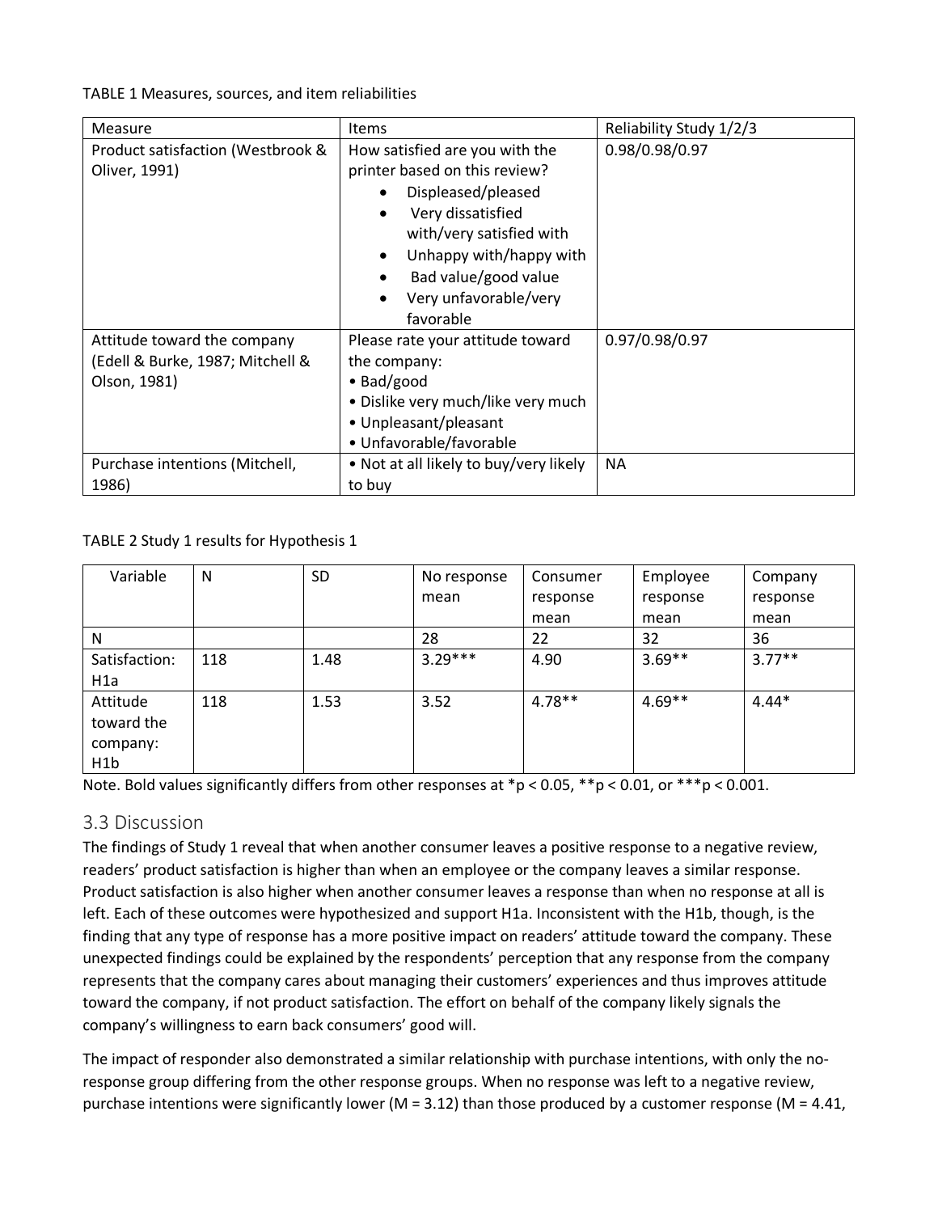TABLE 1 Measures, sources, and item reliabilities

| Measure | Items | Reliability Study 1/2/3 |
|---|---|---|
| Product satisfaction (Westbrook & Oliver, 1991) | How satisfied are you with the printer based on this review?<br>• Displeased/pleased<br>• Very dissatisfied with/very satisfied with<br>• Unhappy with/happy with<br>• Bad value/good value<br>• Very unfavorable/very favorable | 0.98/0.98/0.97 |
| Attitude toward the company (Edell & Burke, 1987; Mitchell & Olson, 1981) | Please rate your attitude toward the company:<br>• Bad/good<br>• Dislike very much/like very much<br>• Unpleasant/pleasant<br>• Unfavorable/favorable | 0.97/0.98/0.97 |
| Purchase intentions (Mitchell, 1986) | • Not at all likely to buy/very likely to buy | NA |

TABLE 2 Study 1 results for Hypothesis 1

| Variable | N | SD | No response mean | Consumer response mean | Employee response mean | Company response mean |
|---|---|---|---|---|---|---|
| N | | | 28 | 22 | 32 | 36 |
| Satisfaction: H1a | 118 | 1.48 | 3.29*** | 4.90 | 3.69** | 3.77** |
| Attitude toward the company: H1b | 118 | 1.53 | 3.52 | 4.78** | 4.69** | 4.44* |

Note. Bold values significantly differs from other responses at *p < 0.05, **p < 0.01, or ***p < 0.001.

## 3.3 Discussion

The findings of Study 1 reveal that when another consumer leaves a positive response to a negative review, readers' product satisfaction is higher than when an employee or the company leaves a similar response. Product satisfaction is also higher when another consumer leaves a response than when no response at all is left. Each of these outcomes were hypothesized and support H1a. Inconsistent with the H1b, though, is the finding that any type of response has a more positive impact on readers' attitude toward the company. These unexpected findings could be explained by the respondents' perception that any response from the company represents that the company cares about managing their customers' experiences and thus improves attitude toward the company, if not product satisfaction. The effort on behalf of the company likely signals the company's willingness to earn back consumers' good will.

The impact of responder also demonstrated a similar relationship with purchase intentions, with only the no-response group differing from the other response groups. When no response was left to a negative review, purchase intentions were significantly lower ($M = 3.12$) than those produced by a customer response ($M = 4.41$,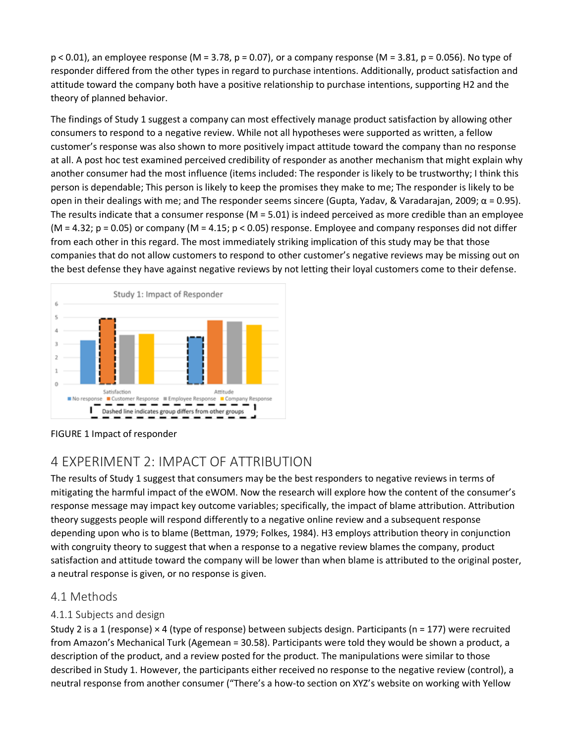$p < 0.01$), an employee response ($M = 3.78$, $p = 0.07$), or a company response ($M = 3.81$, $p = 0.056$). No type of responder differed from the other types in regard to purchase intentions. Additionally, product satisfaction and attitude toward the company both have a positive relationship to purchase intentions, supporting H2 and the theory of planned behavior.

The findings of Study 1 suggest a company can most effectively manage product satisfaction by allowing other consumers to respond to a negative review. While not all hypotheses were supported as written, a fellow customer's response was also shown to more positively impact attitude toward the company than no response at all. A post hoc test examined perceived credibility of responder as another mechanism that might explain why another consumer had the most influence (items included: The responder is likely to be trustworthy; I think this person is dependable; This person is likely to keep the promises they make to me; The responder is likely to be open in their dealings with me; and The responder seems sincere (Gupta, Yadav, & Varadarajan, 2009; $\alpha = 0.95$). The results indicate that a consumer response ($M = 5.01$) is indeed perceived as more credible than an employee ($M = 4.32$; $p = 0.05$) or company ($M = 4.15$; $p < 0.05$) response. Employee and company responses did not differ from each other in this regard. The most immediately striking implication of this study may be that those companies that do not allow customers to respond to other customer's negative reviews may be missing out on the best defense they have against negative reviews by not letting their loyal customers come to their defense.

FIGURE 1 Impact of responder

# 4 EXPERIMENT 2: IMPACT OF ATTRIBUTION

The results of Study 1 suggest that consumers may be the best responders to negative reviews in terms of mitigating the harmful impact of the eWOM. Now the research will explore how the content of the consumer's response message may impact key outcome variables; specifically, the impact of blame attribution. Attribution theory suggests people will respond differently to a negative online review and a subsequent response depending upon who is to blame (Bettman, 1979; Folkes, 1984). H3 employs attribution theory in conjunction with congruity theory to suggest that when a response to a negative review blames the company, product satisfaction and attitude toward the company will be lower than when blame is attributed to the original poster, a neutral response is given, or no response is given.

## 4.1 Methods

### 4.1.1 Subjects and design

Study 2 is a 1 (response) × 4 (type of response) between subjects design. Participants ($n = 177$) were recruited from Amazon's Mechanical Turk ($Age_{mean} = 30.58$). Participants were told they would be shown a product, a description of the product, and a review posted for the product. The manipulations were similar to those described in Study 1. However, the participants either received no response to the negative review (control), a neutral response from another consumer ("There's a how-to section on XYZ's website on working with Yellow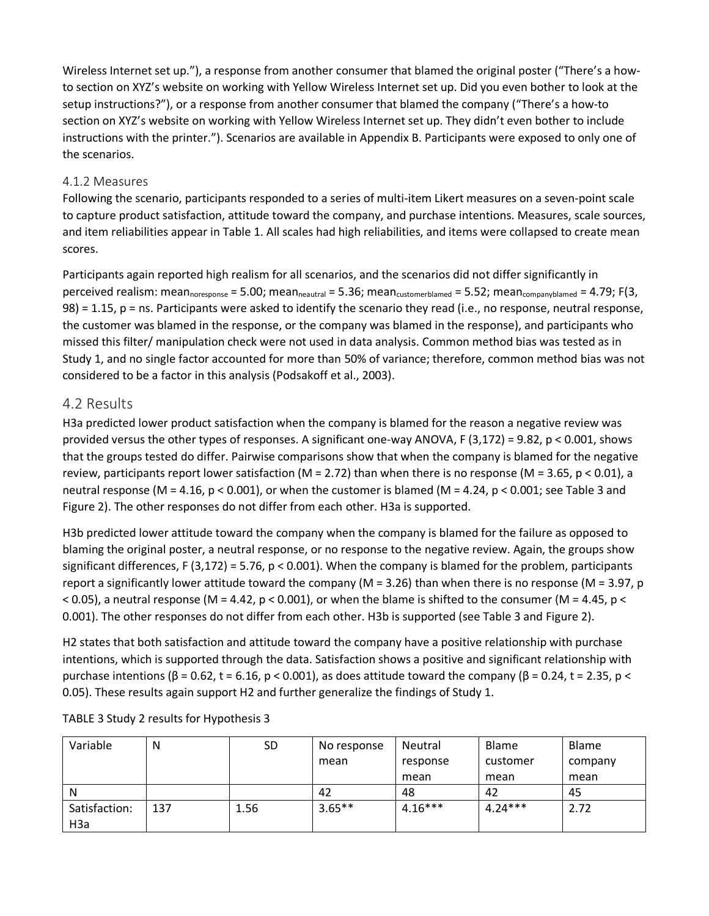Wireless Internet set up."), a response from another consumer that blamed the original poster ("There's a how-to section on XYZ's website on working with Yellow Wireless Internet set up. Did you even bother to look at the setup instructions?"), or a response from another consumer that blamed the company ("There's a how-to section on XYZ's website on working with Yellow Wireless Internet set up. They didn't even bother to include instructions with the printer."). Scenarios are available in Appendix B. Participants were exposed to only one of the scenarios.

### 4.1.2 Measures

Following the scenario, participants responded to a series of multi-item Likert measures on a seven-point scale to capture product satisfaction, attitude toward the company, and purchase intentions. Measures, scale sources, and item reliabilities appear in Table 1. All scales had high reliabilities, and items were collapsed to create mean scores.

Participants again reported high realism for all scenarios, and the scenarios did not differ significantly in perceived realism: $mean_{noresponse} = 5.00$; $mean_{neautral} = 5.36$; $mean_{customerblamed} = 5.52$; $mean_{companyblamed} = 4.79$; $F(3, 98) = 1.15$, $p = ns$. Participants were asked to identify the scenario they read (i.e., no response, neutral response, the customer was blamed in the response, or the company was blamed in the response), and participants who missed this filter/ manipulation check were not used in data analysis. Common method bias was tested as in Study 1, and no single factor accounted for more than 50% of variance; therefore, common method bias was not considered to be a factor in this analysis (Podsakoff et al., 2003).

## 4.2 Results

H3a predicted lower product satisfaction when the company is blamed for the reason a negative review was provided versus the other types of responses. A significant one-way ANOVA, $F(3,172) = 9.82$, $p < 0.001$, shows that the groups tested do differ. Pairwise comparisons show that when the company is blamed for the negative review, participants report lower satisfaction ($M = 2.72$) than when there is no response ($M = 3.65$, $p < 0.01$), a neutral response ($M = 4.16$, $p < 0.001$), or when the customer is blamed ($M = 4.24$, $p < 0.001$; see Table 3 and Figure 2). The other responses do not differ from each other. H3a is supported.

H3b predicted lower attitude toward the company when the company is blamed for the failure as opposed to blaming the original poster, a neutral response, or no response to the negative review. Again, the groups show significant differences, $F(3,172) = 5.76$, $p < 0.001$). When the company is blamed for the problem, participants report a significantly lower attitude toward the company ($M = 3.26$) than when there is no response ($M = 3.97$, $p < 0.05$), a neutral response ($M = 4.42$, $p < 0.001$), or when the blame is shifted to the consumer ($M = 4.45$, $p < 0.001$). The other responses do not differ from each other. H3b is supported (see Table 3 and Figure 2).

H2 states that both satisfaction and attitude toward the company have a positive relationship with purchase intentions, which is supported through the data. Satisfaction shows a positive and significant relationship with purchase intentions ($\beta = 0.62$, $t = 6.16$, $p < 0.001$), as does attitude toward the company ($\beta = 0.24$, $t = 2.35$, $p < 0.05$). These results again support H2 and further generalize the findings of Study 1.

TABLE 3 Study 2 results for Hypothesis 3

| Variable | N | SD | No response mean | Neutral response mean | Blame customer mean | Blame company mean |
|---|---|---|---|---|---|---|
| N | | | 42 | 48 | 42 | 45 |
| Satisfaction: H3a | 137 | 1.56 | 3.65** | 4.16*** | 4.24*** | 2.72 |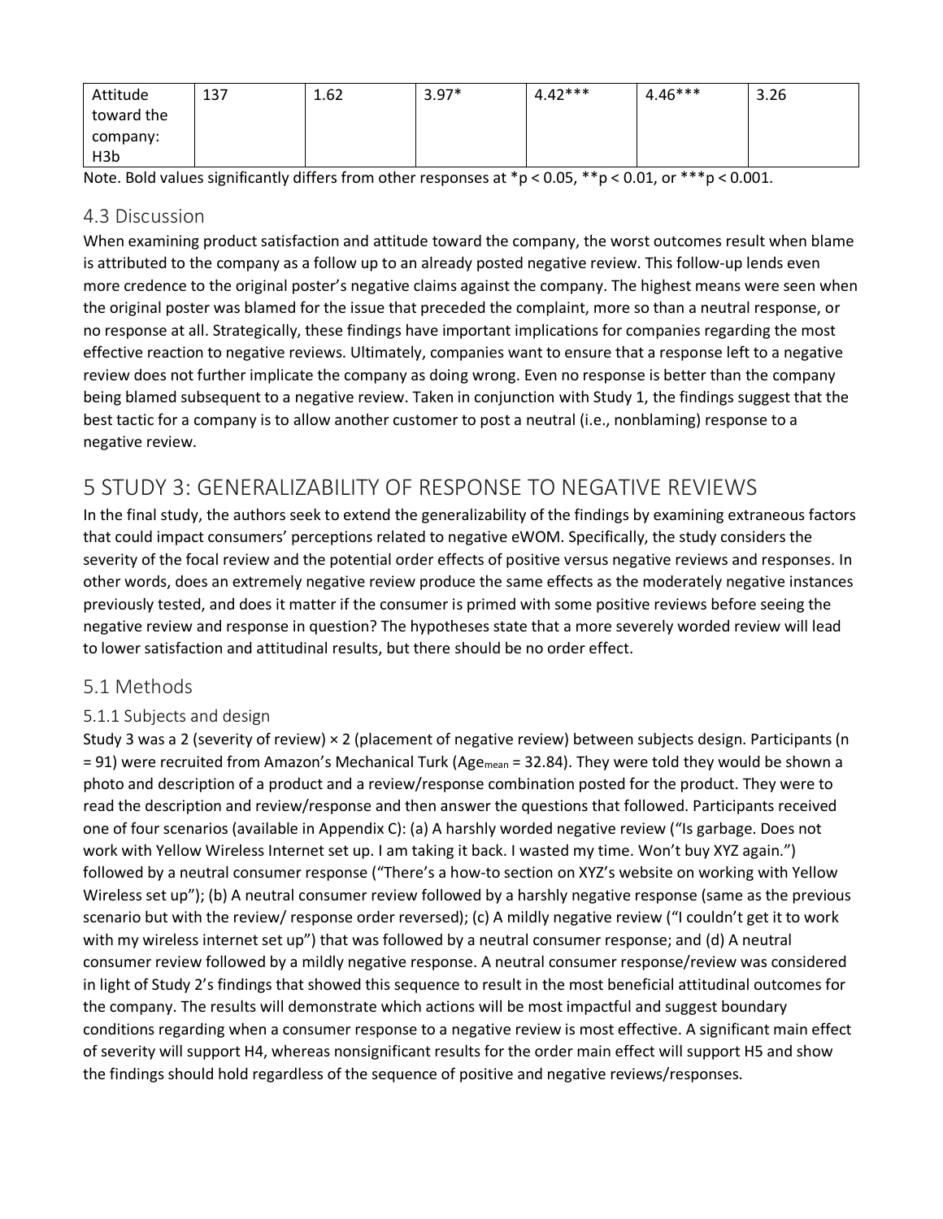| Attitude toward the company: H3b | 137 | 1.62 | 3.97* | 4.42*** | 4.46*** | 3.26 |
|---|---|---|---|---|---|---|

Note. Bold values significantly differs from other responses at *p < 0.05, **p < 0.01, or ***p < 0.001.

## 4.3 Discussion

When examining product satisfaction and attitude toward the company, the worst outcomes result when blame is attributed to the company as a follow up to an already posted negative review. This follow-up lends even more credence to the original poster's negative claims against the company. The highest means were seen when the original poster was blamed for the issue that preceded the complaint, more so than a neutral response, or no response at all. Strategically, these findings have important implications for companies regarding the most effective reaction to negative reviews. Ultimately, companies want to ensure that a response left to a negative review does not further implicate the company as doing wrong. Even no response is better than the company being blamed subsequent to a negative review. Taken in conjunction with Study 1, the findings suggest that the best tactic for a company is to allow another customer to post a neutral (i.e., nonblaming) response to a negative review.

# 5 STUDY 3: GENERALIZABILITY OF RESPONSE TO NEGATIVE REVIEWS

In the final study, the authors seek to extend the generalizability of the findings by examining extraneous factors that could impact consumers' perceptions related to negative eWOM. Specifically, the study considers the severity of the focal review and the potential order effects of positive versus negative reviews and responses. In other words, does an extremely negative review produce the same effects as the moderately negative instances previously tested, and does it matter if the consumer is primed with some positive reviews before seeing the negative review and response in question? The hypotheses state that a more severely worded review will lead to lower satisfaction and attitudinal results, but there should be no order effect.

## 5.1 Methods

### 5.1.1 Subjects and design

Study 3 was a 2 (severity of review) × 2 (placement of negative review) between subjects design. Participants ($n = 91$) were recruited from Amazon's Mechanical Turk ($Age_{mean} = 32.84$). They were told they would be shown a photo and description of a product and a review/response combination posted for the product. They were to read the description and review/response and then answer the questions that followed. Participants received one of four scenarios (available in Appendix C): (a) A harshly worded negative review ("Is garbage. Does not work with Yellow Wireless Internet set up. I am taking it back. I wasted my time. Won't buy XYZ again.") followed by a neutral consumer response ("There's a how-to section on XYZ's website on working with Yellow Wireless set up"); (b) A neutral consumer review followed by a harshly negative response (same as the previous scenario but with the review/ response order reversed); (c) A mildly negative review ("I couldn't get it to work with my wireless internet set up") that was followed by a neutral consumer response; and (d) A neutral consumer review followed by a mildly negative response. A neutral consumer response/review was considered in light of Study 2's findings that showed this sequence to result in the most beneficial attitudinal outcomes for the company. The results will demonstrate which actions will be most impactful and suggest boundary conditions regarding when a consumer response to a negative review is most effective. A significant main effect of severity will support H4, whereas nonsignificant results for the order main effect will support H5 and show the findings should hold regardless of the sequence of positive and negative reviews/responses.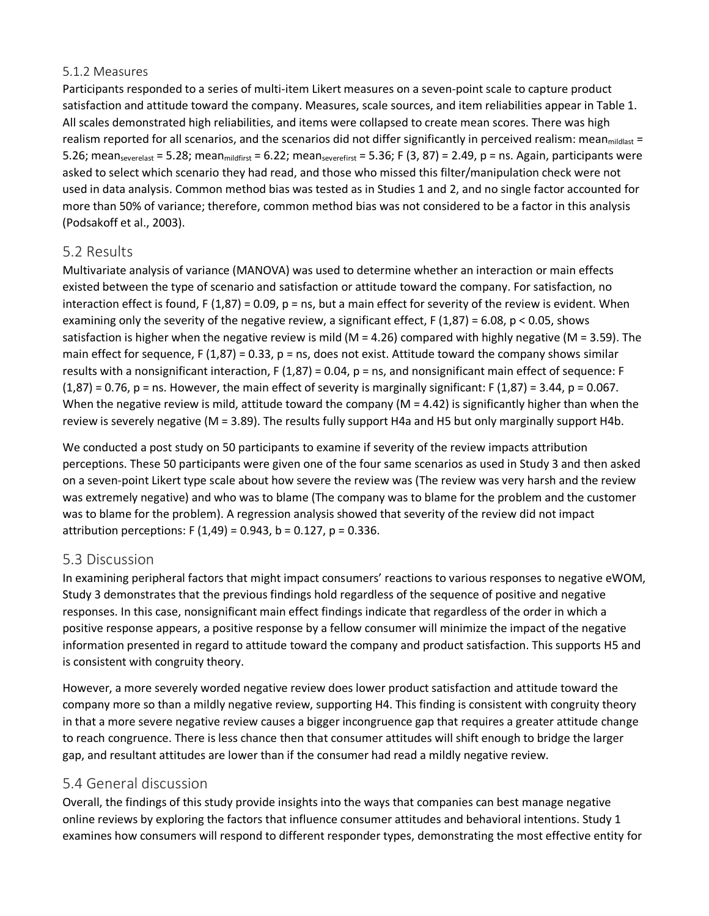### 5.1.2 Measures

Participants responded to a series of multi-item Likert measures on a seven-point scale to capture product satisfaction and attitude toward the company. Measures, scale sources, and item reliabilities appear in Table 1. All scales demonstrated high reliabilities, and items were collapsed to create mean scores. There was high realism reported for all scenarios, and the scenarios did not differ significantly in perceived realism: $mean_{mildlast}$ = 5.26; $mean_{severelast}$ = 5.28; $mean_{mildfirst}$ = 6.22; $mean_{severefirst}$ = 5.36; $F (3, 87) = 2.49$, p = ns. Again, participants were asked to select which scenario they had read, and those who missed this filter/manipulation check were not used in data analysis. Common method bias was tested as in Studies 1 and 2, and no single factor accounted for more than 50% of variance; therefore, common method bias was not considered to be a factor in this analysis (Podsakoff et al., 2003).

## 5.2 Results

Multivariate analysis of variance (MANOVA) was used to determine whether an interaction or main effects existed between the type of scenario and satisfaction or attitude toward the company. For satisfaction, no interaction effect is found, $F (1,87) = 0.09$, p = ns, but a main effect for severity of the review is evident. When examining only the severity of the negative review, a significant effect, $F (1,87) = 6.08$, $p < 0.05$, shows satisfaction is higher when the negative review is mild (M = 4.26) compared with highly negative (M = 3.59). The main effect for sequence, $F (1,87) = 0.33$, p = ns, does not exist. Attitude toward the company shows similar results with a nonsignificant interaction, $F (1,87) = 0.04$, p = ns, and nonsignificant main effect of sequence: $F (1,87) = 0.76$, p = ns. However, the main effect of severity is marginally significant: $F (1,87) = 3.44$, $p = 0.067$. When the negative review is mild, attitude toward the company (M = 4.42) is significantly higher than when the review is severely negative (M = 3.89). The results fully support H4a and H5 but only marginally support H4b.

We conducted a post study on 50 participants to examine if severity of the review impacts attribution perceptions. These 50 participants were given one of the four same scenarios as used in Study 3 and then asked on a seven-point Likert type scale about how severe the review was (The review was very harsh and the review was extremely negative) and who was to blame (The company was to blame for the problem and the customer was to blame for the problem). A regression analysis showed that severity of the review did not impact attribution perceptions: $F (1,49) = 0.943$, $b = 0.127$, $p = 0.336$.

## 5.3 Discussion

In examining peripheral factors that might impact consumers' reactions to various responses to negative eWOM, Study 3 demonstrates that the previous findings hold regardless of the sequence of positive and negative responses. In this case, nonsignificant main effect findings indicate that regardless of the order in which a positive response appears, a positive response by a fellow consumer will minimize the impact of the negative information presented in regard to attitude toward the company and product satisfaction. This supports H5 and is consistent with congruity theory.

However, a more severely worded negative review does lower product satisfaction and attitude toward the company more so than a mildly negative review, supporting H4. This finding is consistent with congruity theory in that a more severe negative review causes a bigger incongruence gap that requires a greater attitude change to reach congruence. There is less chance then that consumer attitudes will shift enough to bridge the larger gap, and resultant attitudes are lower than if the consumer had read a mildly negative review.

## 5.4 General discussion

Overall, the findings of this study provide insights into the ways that companies can best manage negative online reviews by exploring the factors that influence consumer attitudes and behavioral intentions. Study 1 examines how consumers will respond to different responder types, demonstrating the most effective entity for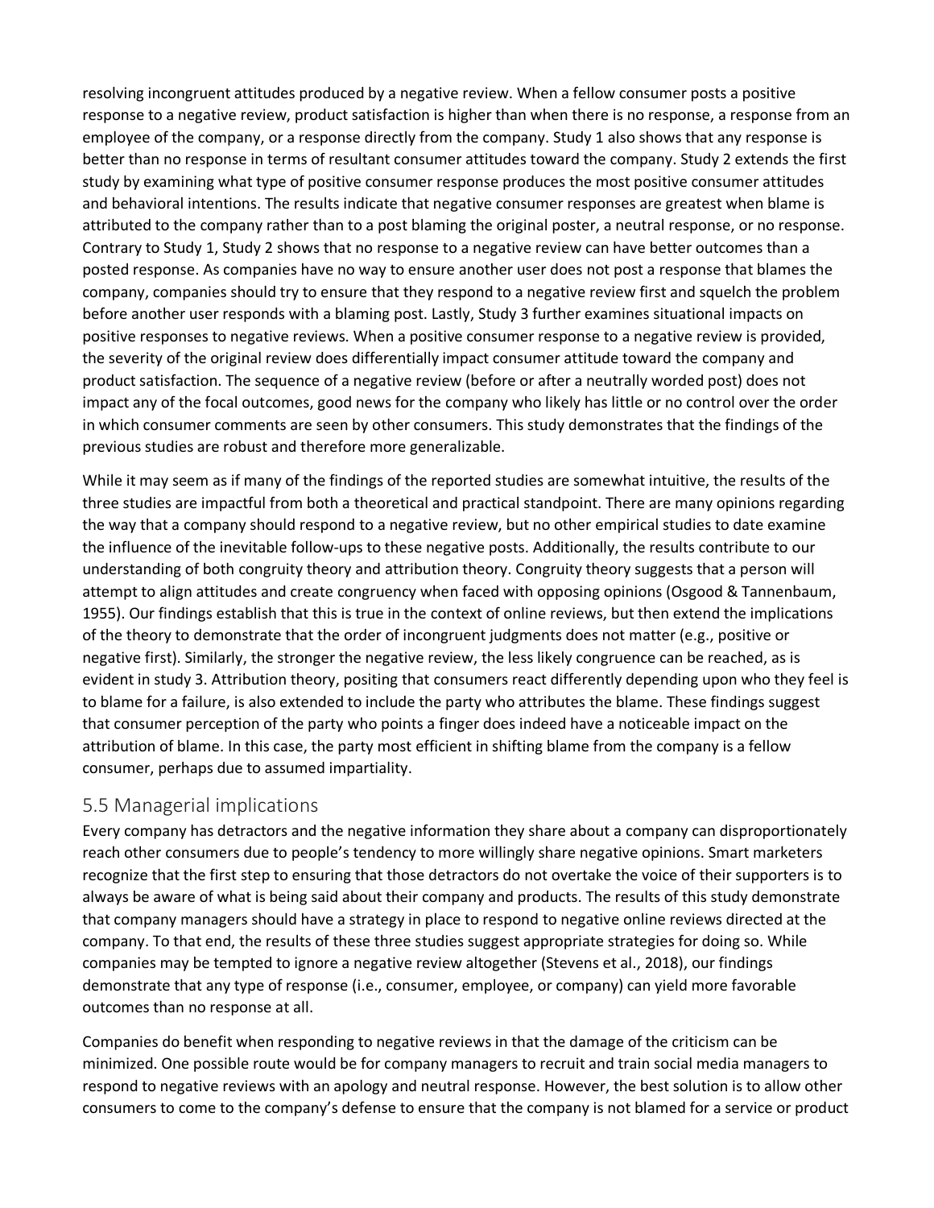resolving incongruent attitudes produced by a negative review. When a fellow consumer posts a positive response to a negative review, product satisfaction is higher than when there is no response, a response from an employee of the company, or a response directly from the company. Study 1 also shows that any response is better than no response in terms of resultant consumer attitudes toward the company. Study 2 extends the first study by examining what type of positive consumer response produces the most positive consumer attitudes and behavioral intentions. The results indicate that negative consumer responses are greatest when blame is attributed to the company rather than to a post blaming the original poster, a neutral response, or no response. Contrary to Study 1, Study 2 shows that no response to a negative review can have better outcomes than a posted response. As companies have no way to ensure another user does not post a response that blames the company, companies should try to ensure that they respond to a negative review first and squelch the problem before another user responds with a blaming post. Lastly, Study 3 further examines situational impacts on positive responses to negative reviews. When a positive consumer response to a negative review is provided, the severity of the original review does differentially impact consumer attitude toward the company and product satisfaction. The sequence of a negative review (before or after a neutrally worded post) does not impact any of the focal outcomes, good news for the company who likely has little or no control over the order in which consumer comments are seen by other consumers. This study demonstrates that the findings of the previous studies are robust and therefore more generalizable.

While it may seem as if many of the findings of the reported studies are somewhat intuitive, the results of the three studies are impactful from both a theoretical and practical standpoint. There are many opinions regarding the way that a company should respond to a negative review, but no other empirical studies to date examine the influence of the inevitable follow-ups to these negative posts. Additionally, the results contribute to our understanding of both congruity theory and attribution theory. Congruity theory suggests that a person will attempt to align attitudes and create congruency when faced with opposing opinions (Osgood & Tannenbaum, 1955). Our findings establish that this is true in the context of online reviews, but then extend the implications of the theory to demonstrate that the order of incongruent judgments does not matter (e.g., positive or negative first). Similarly, the stronger the negative review, the less likely congruence can be reached, as is evident in study 3. Attribution theory, positing that consumers react differently depending upon who they feel is to blame for a failure, is also extended to include the party who attributes the blame. These findings suggest that consumer perception of the party who points a finger does indeed have a noticeable impact on the attribution of blame. In this case, the party most efficient in shifting blame from the company is a fellow consumer, perhaps due to assumed impartiality.

## 5.5 Managerial implications

Every company has detractors and the negative information they share about a company can disproportionately reach other consumers due to people's tendency to more willingly share negative opinions. Smart marketers recognize that the first step to ensuring that those detractors do not overtake the voice of their supporters is to always be aware of what is being said about their company and products. The results of this study demonstrate that company managers should have a strategy in place to respond to negative online reviews directed at the company. To that end, the results of these three studies suggest appropriate strategies for doing so. While companies may be tempted to ignore a negative review altogether (Stevens et al., 2018), our findings demonstrate that any type of response (i.e., consumer, employee, or company) can yield more favorable outcomes than no response at all.

Companies do benefit when responding to negative reviews in that the damage of the criticism can be minimized. One possible route would be for company managers to recruit and train social media managers to respond to negative reviews with an apology and neutral response. However, the best solution is to allow other consumers to come to the company's defense to ensure that the company is not blamed for a service or product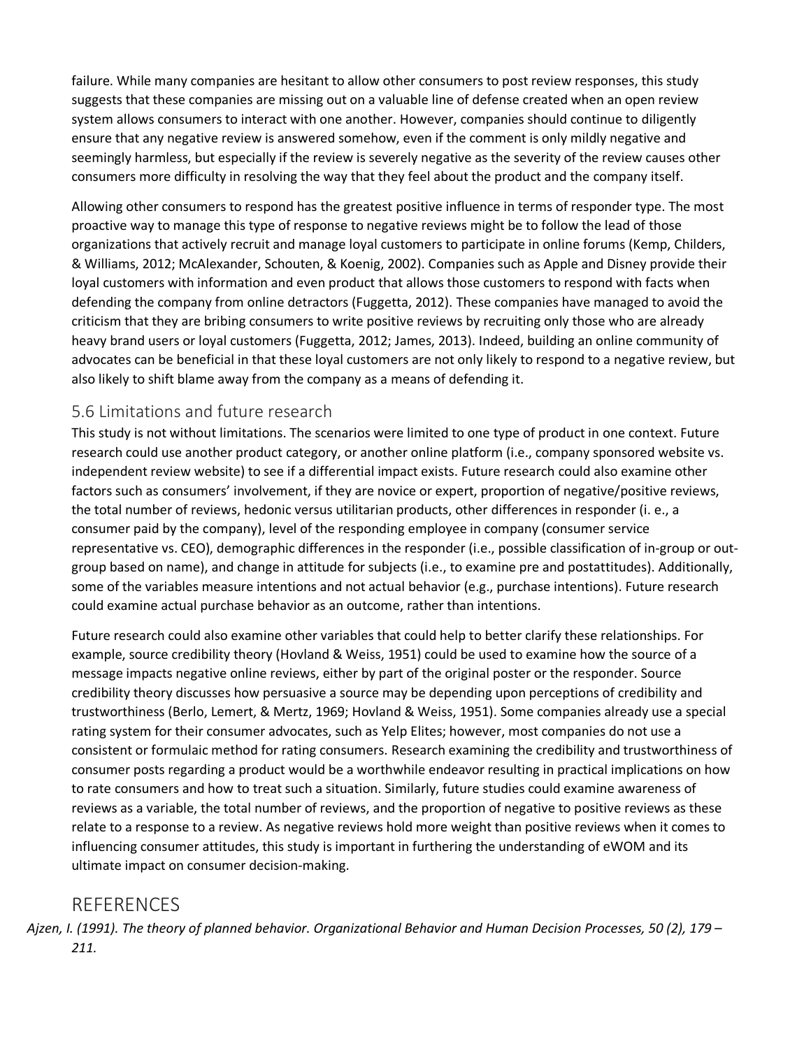failure. While many companies are hesitant to allow other consumers to post review responses, this study suggests that these companies are missing out on a valuable line of defense created when an open review system allows consumers to interact with one another. However, companies should continue to diligently ensure that any negative review is answered somehow, even if the comment is only mildly negative and seemingly harmless, but especially if the review is severely negative as the severity of the review causes other consumers more difficulty in resolving the way that they feel about the product and the company itself.

Allowing other consumers to respond has the greatest positive influence in terms of responder type. The most proactive way to manage this type of response to negative reviews might be to follow the lead of those organizations that actively recruit and manage loyal customers to participate in online forums (Kemp, Childers, & Williams, 2012; McAlexander, Schouten, & Koenig, 2002). Companies such as Apple and Disney provide their loyal customers with information and even product that allows those customers to respond with facts when defending the company from online detractors (Fuggetta, 2012). These companies have managed to avoid the criticism that they are bribing consumers to write positive reviews by recruiting only those who are already heavy brand users or loyal customers (Fuggetta, 2012; James, 2013). Indeed, building an online community of advocates can be beneficial in that these loyal customers are not only likely to respond to a negative review, but also likely to shift blame away from the company as a means of defending it.

## 5.6 Limitations and future research

This study is not without limitations. The scenarios were limited to one type of product in one context. Future research could use another product category, or another online platform (i.e., company sponsored website vs. independent review website) to see if a differential impact exists. Future research could also examine other factors such as consumers' involvement, if they are novice or expert, proportion of negative/positive reviews, the total number of reviews, hedonic versus utilitarian products, other differences in responder (i. e., a consumer paid by the company), level of the responding employee in company (consumer service representative vs. CEO), demographic differences in the responder (i.e., possible classification of in-group or out-group based on name), and change in attitude for subjects (i.e., to examine pre and postattitudes). Additionally, some of the variables measure intentions and not actual behavior (e.g., purchase intentions). Future research could examine actual purchase behavior as an outcome, rather than intentions.

Future research could also examine other variables that could help to better clarify these relationships. For example, source credibility theory (Hovland & Weiss, 1951) could be used to examine how the source of a message impacts negative online reviews, either by part of the original poster or the responder. Source credibility theory discusses how persuasive a source may be depending upon perceptions of credibility and trustworthiness (Berlo, Lemert, & Mertz, 1969; Hovland & Weiss, 1951). Some companies already use a special rating system for their consumer advocates, such as Yelp Elites; however, most companies do not use a consistent or formulaic method for rating consumers. Research examining the credibility and trustworthiness of consumer posts regarding a product would be a worthwhile endeavor resulting in practical implications on how to rate consumers and how to treat such a situation. Similarly, future studies could examine awareness of reviews as a variable, the total number of reviews, and the proportion of negative to positive reviews as these relate to a response to a review. As negative reviews hold more weight than positive reviews when it comes to influencing consumer attitudes, this study is important in furthering the understanding of eWOM and its ultimate impact on consumer decision-making.

# REFERENCES

*Ajzen, I. (1991). The theory of planned behavior. Organizational Behavior and Human Decision Processes, 50 (2), 179 – 211.*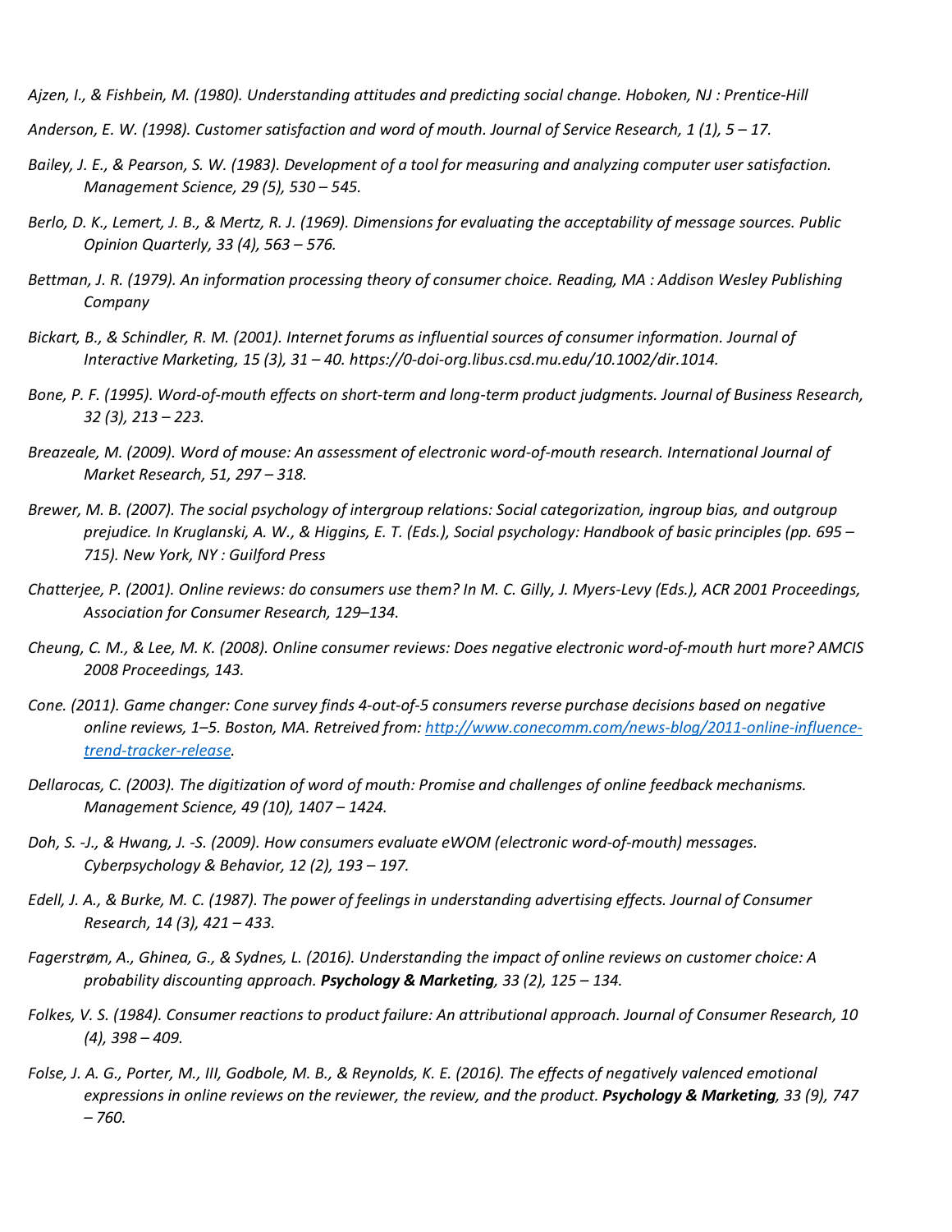*Ajzen, I., & Fishbein, M. (1980). Understanding attitudes and predicting social change. Hoboken, NJ : Prentice-Hill*

*Anderson, E. W. (1998). Customer satisfaction and word of mouth. Journal of Service Research, 1 (1), 5 – 17.*

*Bailey, J. E., & Pearson, S. W. (1983). Development of a tool for measuring and analyzing computer user satisfaction. Management Science, 29 (5), 530 – 545.*

*Berlo, D. K., Lemert, J. B., & Mertz, R. J. (1969). Dimensions for evaluating the acceptability of message sources. Public Opinion Quarterly, 33 (4), 563 – 576.*

*Bettman, J. R. (1979). An information processing theory of consumer choice. Reading, MA : Addison Wesley Publishing Company*

*Bickart, B., & Schindler, R. M. (2001). Internet forums as influential sources of consumer information. Journal of Interactive Marketing, 15 (3), 31 – 40. https://0-doi-org.libus.csd.mu.edu/10.1002/dir.1014.*

*Bone, P. F. (1995). Word-of-mouth effects on short-term and long-term product judgments. Journal of Business Research, 32 (3), 213 – 223.*

*Breazeale, M. (2009). Word of mouse: An assessment of electronic word-of-mouth research. International Journal of Market Research, 51, 297 – 318.*

*Brewer, M. B. (2007). The social psychology of intergroup relations: Social categorization, ingroup bias, and outgroup prejudice. In Kruglanski, A. W., & Higgins, E. T. (Eds.), Social psychology: Handbook of basic principles (pp. 695 – 715). New York, NY : Guilford Press*

*Chatterjee, P. (2001). Online reviews: do consumers use them? In M. C. Gilly, J. Myers-Levy (Eds.), ACR 2001 Proceedings, Association for Consumer Research, 129–134.*

*Cheung, C. M., & Lee, M. K. (2008). Online consumer reviews: Does negative electronic word-of-mouth hurt more? AMCIS 2008 Proceedings, 143.*

*Cone. (2011). Game changer: Cone survey finds 4-out-of-5 consumers reverse purchase decisions based on negative online reviews, 1–5. Boston, MA. Retreived from: [http://www.conecomm.com/news-blog/2011-online-influence-trend-tracker-release](http://www.conecomm.com/news-blog/2011-online-influence-trend-tracker-release).*

*Dellarocas, C. (2003). The digitization of word of mouth: Promise and challenges of online feedback mechanisms. Management Science, 49 (10), 1407 – 1424.*

*Doh, S. -J., & Hwang, J. -S. (2009). How consumers evaluate eWOM (electronic word-of-mouth) messages. Cyberpsychology & Behavior, 12 (2), 193 – 197.*

*Edell, J. A., & Burke, M. C. (1987). The power of feelings in understanding advertising effects. Journal of Consumer Research, 14 (3), 421 – 433.*

*Fagerstrøm, A., Ghinea, G., & Sydnes, L. (2016). Understanding the impact of online reviews on customer choice: A probability discounting approach.* ***Psychology & Marketing****, 33 (2), 125 – 134.*

*Folkes, V. S. (1984). Consumer reactions to product failure: An attributional approach. Journal of Consumer Research, 10 (4), 398 – 409.*

*Folse, J. A. G., Porter, M., III, Godbole, M. B., & Reynolds, K. E. (2016). The effects of negatively valenced emotional expressions in online reviews on the reviewer, the review, and the product.* ***Psychology & Marketing****, 33 (9), 747 – 760.*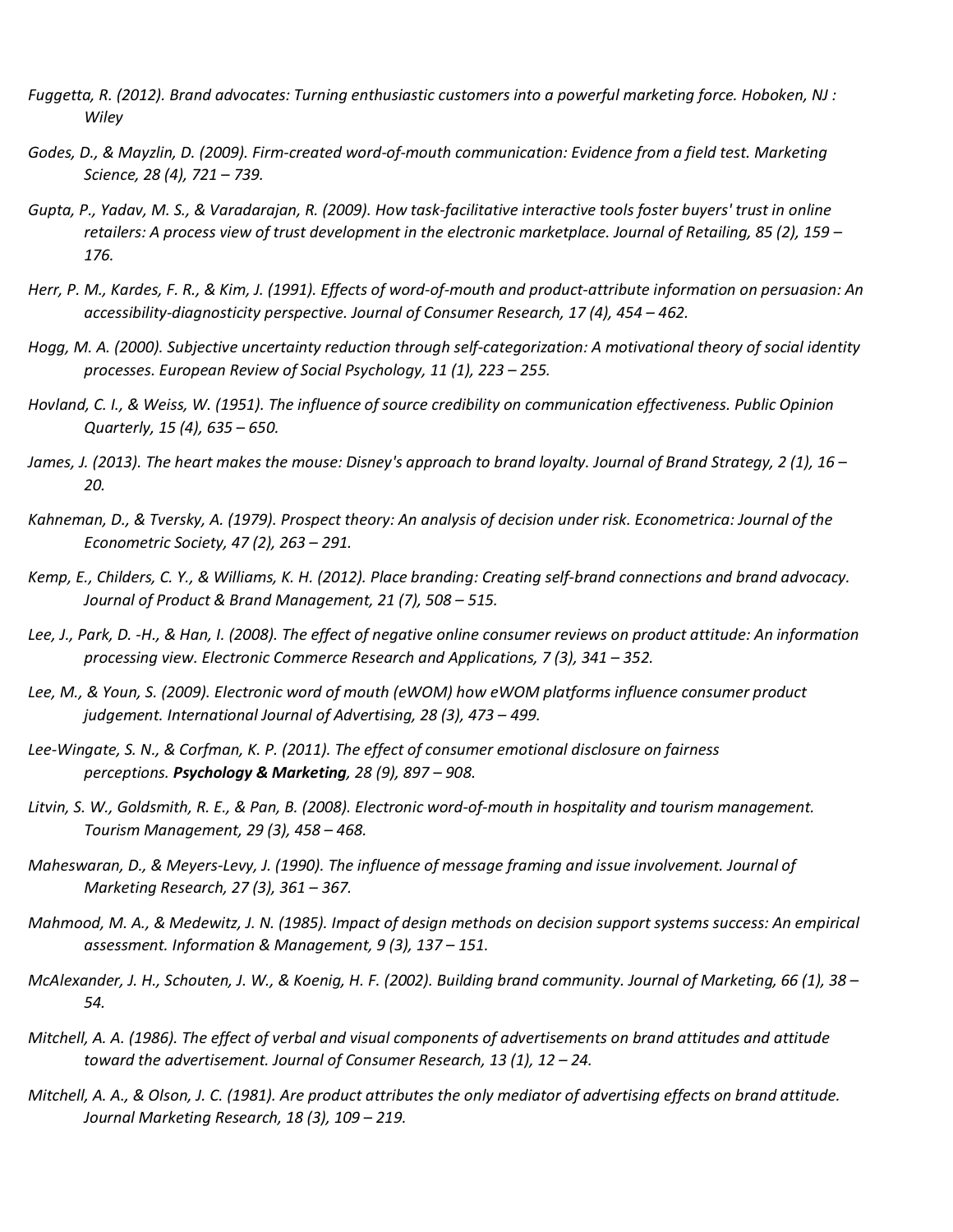*Fuggetta, R. (2012). Brand advocates: Turning enthusiastic customers into a powerful marketing force. Hoboken, NJ : Wiley*

*Godes, D., & Mayzlin, D. (2009). Firm-created word-of-mouth communication: Evidence from a field test. Marketing Science, 28 (4), 721 – 739.*

*Gupta, P., Yadav, M. S., & Varadarajan, R. (2009). How task-facilitative interactive tools foster buyers' trust in online retailers: A process view of trust development in the electronic marketplace. Journal of Retailing, 85 (2), 159 – 176.*

*Herr, P. M., Kardes, F. R., & Kim, J. (1991). Effects of word-of-mouth and product-attribute information on persuasion: An accessibility-diagnosticity perspective. Journal of Consumer Research, 17 (4), 454 – 462.*

*Hogg, M. A. (2000). Subjective uncertainty reduction through self-categorization: A motivational theory of social identity processes. European Review of Social Psychology, 11 (1), 223 – 255.*

*Hovland, C. I., & Weiss, W. (1951). The influence of source credibility on communication effectiveness. Public Opinion Quarterly, 15 (4), 635 – 650.*

*James, J. (2013). The heart makes the mouse: Disney's approach to brand loyalty. Journal of Brand Strategy, 2 (1), 16 – 20.*

*Kahneman, D., & Tversky, A. (1979). Prospect theory: An analysis of decision under risk. Econometrica: Journal of the Econometric Society, 47 (2), 263 – 291.*

*Kemp, E., Childers, C. Y., & Williams, K. H. (2012). Place branding: Creating self-brand connections and brand advocacy. Journal of Product & Brand Management, 21 (7), 508 – 515.*

*Lee, J., Park, D. -H., & Han, I. (2008). The effect of negative online consumer reviews on product attitude: An information processing view. Electronic Commerce Research and Applications, 7 (3), 341 – 352.*

*Lee, M., & Youn, S. (2009). Electronic word of mouth (eWOM) how eWOM platforms influence consumer product judgement. International Journal of Advertising, 28 (3), 473 – 499.*

*Lee-Wingate, S. N., & Corfman, K. P. (2011). The effect of consumer emotional disclosure on fairness perceptions.* ***Psychology & Marketing****, 28 (9), 897 – 908.*

*Litvin, S. W., Goldsmith, R. E., & Pan, B. (2008). Electronic word-of-mouth in hospitality and tourism management. Tourism Management, 29 (3), 458 – 468.*

*Maheswaran, D., & Meyers-Levy, J. (1990). The influence of message framing and issue involvement. Journal of Marketing Research, 27 (3), 361 – 367.*

*Mahmood, M. A., & Medewitz, J. N. (1985). Impact of design methods on decision support systems success: An empirical assessment. Information & Management, 9 (3), 137 – 151.*

*McAlexander, J. H., Schouten, J. W., & Koenig, H. F. (2002). Building brand community. Journal of Marketing, 66 (1), 38 – 54.*

*Mitchell, A. A. (1986). The effect of verbal and visual components of advertisements on brand attitudes and attitude toward the advertisement. Journal of Consumer Research, 13 (1), 12 – 24.*

*Mitchell, A. A., & Olson, J. C. (1981). Are product attributes the only mediator of advertising effects on brand attitude. Journal Marketing Research, 18 (3), 109 – 219.*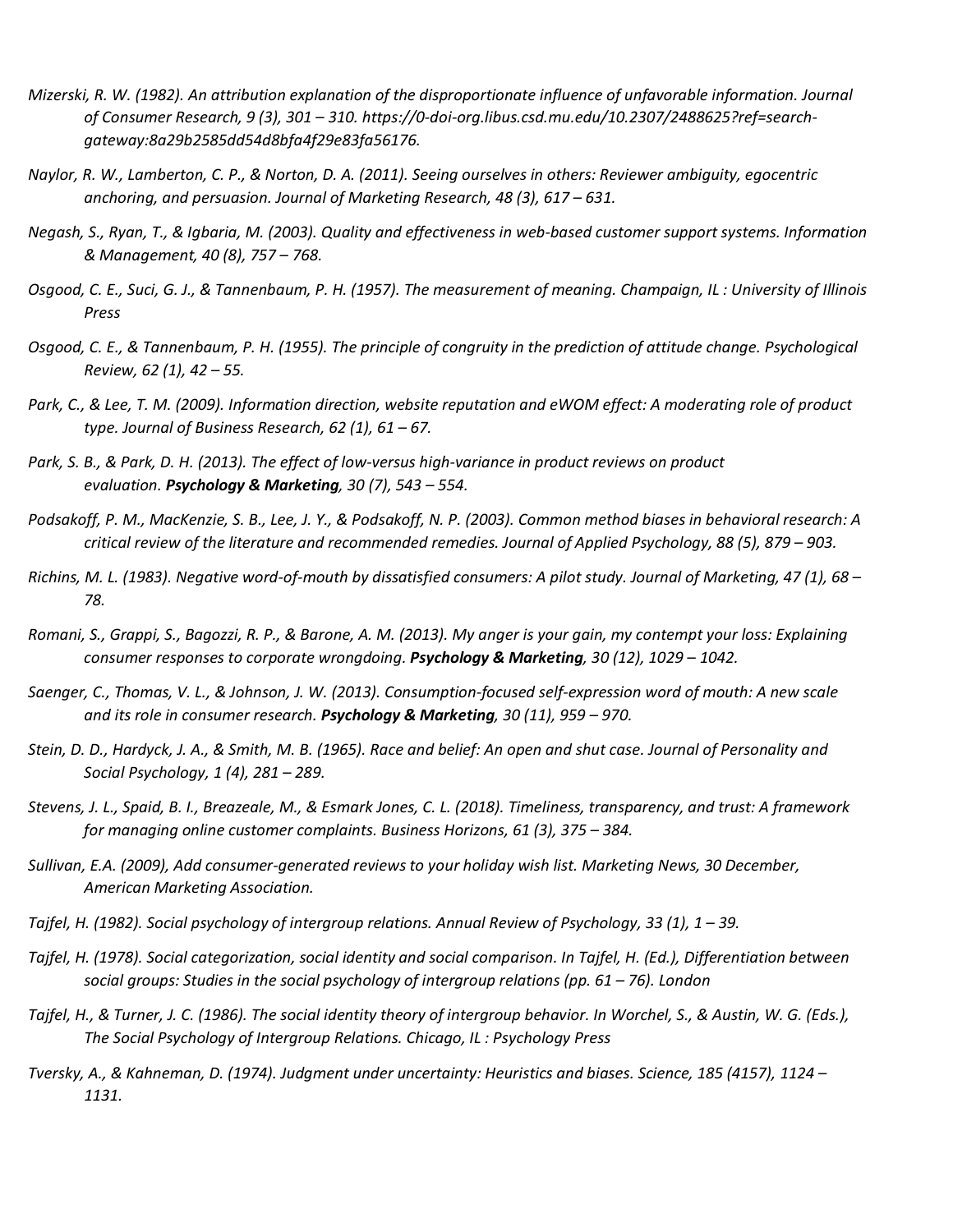*Mizerski, R. W. (1982). An attribution explanation of the disproportionate influence of unfavorable information. Journal of Consumer Research, 9 (3), 301 – 310. https://0-doi-org.libus.csd.mu.edu/10.2307/2488625?ref=search-gateway:8a29b2585dd54d8bfa4f29e83fa56176.*

*Naylor, R. W., Lamberton, C. P., & Norton, D. A. (2011). Seeing ourselves in others: Reviewer ambiguity, egocentric anchoring, and persuasion. Journal of Marketing Research, 48 (3), 617 – 631.*

*Negash, S., Ryan, T., & Igbaria, M. (2003). Quality and effectiveness in web-based customer support systems. Information & Management, 40 (8), 757 – 768.*

*Osgood, C. E., Suci, G. J., & Tannenbaum, P. H. (1957). The measurement of meaning. Champaign, IL : University of Illinois Press*

*Osgood, C. E., & Tannenbaum, P. H. (1955). The principle of congruity in the prediction of attitude change. Psychological Review, 62 (1), 42 – 55.*

*Park, C., & Lee, T. M. (2009). Information direction, website reputation and eWOM effect: A moderating role of product type. Journal of Business Research, 62 (1), 61 – 67.*

*Park, S. B., & Park, D. H. (2013). The effect of low-versus high-variance in product reviews on product evaluation.* ***Psychology & Marketing****, 30 (7), 543 – 554.*

*Podsakoff, P. M., MacKenzie, S. B., Lee, J. Y., & Podsakoff, N. P. (2003). Common method biases in behavioral research: A critical review of the literature and recommended remedies. Journal of Applied Psychology, 88 (5), 879 – 903.*

*Richins, M. L. (1983). Negative word-of-mouth by dissatisfied consumers: A pilot study. Journal of Marketing, 47 (1), 68 – 78.*

*Romani, S., Grappi, S., Bagozzi, R. P., & Barone, A. M. (2013). My anger is your gain, my contempt your loss: Explaining consumer responses to corporate wrongdoing.* ***Psychology & Marketing****, 30 (12), 1029 – 1042.*

*Saenger, C., Thomas, V. L., & Johnson, J. W. (2013). Consumption-focused self-expression word of mouth: A new scale and its role in consumer research.* ***Psychology & Marketing****, 30 (11), 959 – 970.*

*Stein, D. D., Hardyck, J. A., & Smith, M. B. (1965). Race and belief: An open and shut case. Journal of Personality and Social Psychology, 1 (4), 281 – 289.*

*Stevens, J. L., Spaid, B. I., Breazeale, M., & Esmark Jones, C. L. (2018). Timeliness, transparency, and trust: A framework for managing online customer complaints. Business Horizons, 61 (3), 375 – 384.*

*Sullivan, E.A. (2009), Add consumer-generated reviews to your holiday wish list. Marketing News, 30 December, American Marketing Association.*

*Tajfel, H. (1982). Social psychology of intergroup relations. Annual Review of Psychology, 33 (1), 1 – 39.*

*Tajfel, H. (1978). Social categorization, social identity and social comparison. In Tajfel, H. (Ed.), Differentiation between social groups: Studies in the social psychology of intergroup relations (pp. 61 – 76). London*

*Tajfel, H., & Turner, J. C. (1986). The social identity theory of intergroup behavior. In Worchel, S., & Austin, W. G. (Eds.), The Social Psychology of Intergroup Relations. Chicago, IL : Psychology Press*

*Tversky, A., & Kahneman, D. (1974). Judgment under uncertainty: Heuristics and biases. Science, 185 (4157), 1124 – 1131.*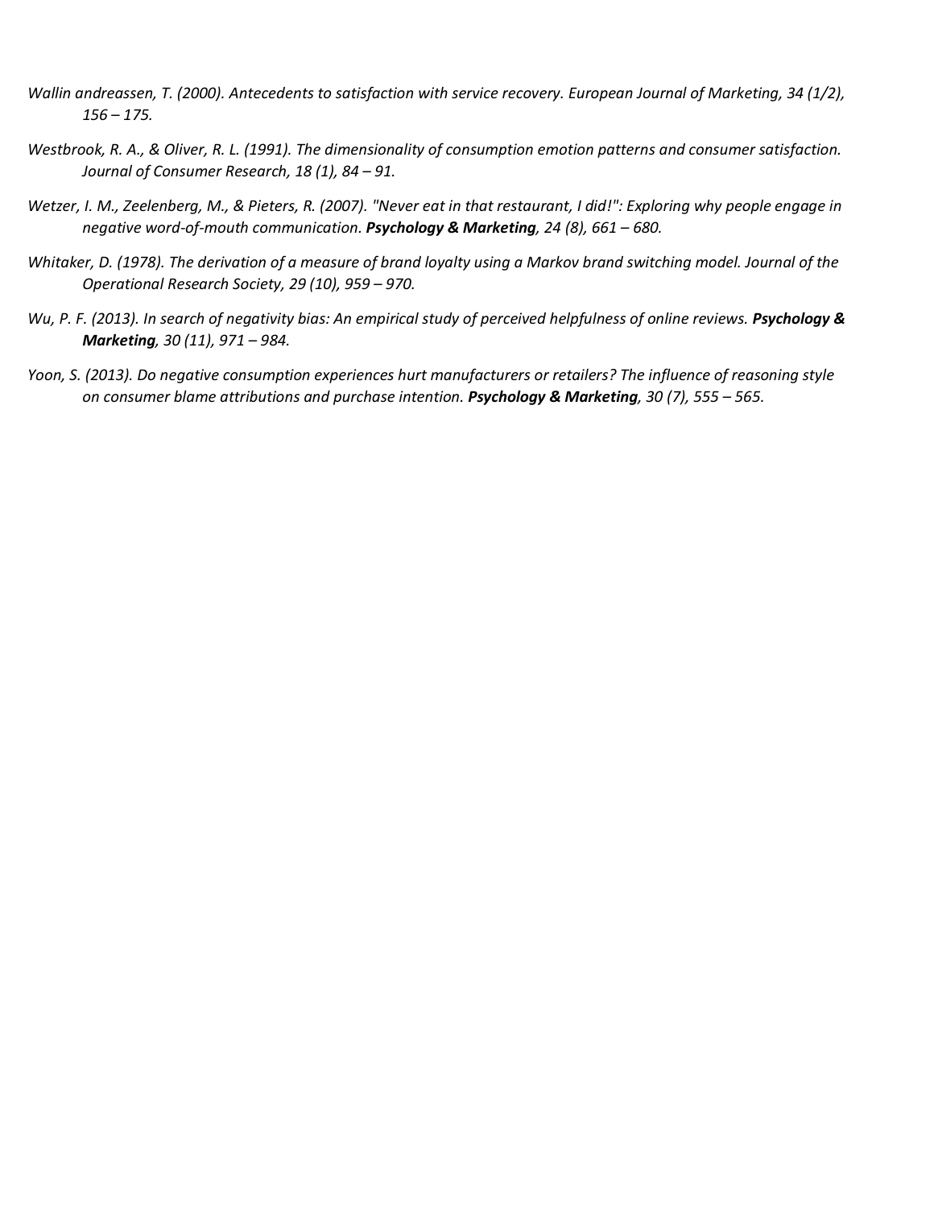*Wallin andreassen, T. (2000). Antecedents to satisfaction with service recovery. European Journal of Marketing, 34 (1/2), 156 – 175.*

*Westbrook, R. A., & Oliver, R. L. (1991). The dimensionality of consumption emotion patterns and consumer satisfaction. Journal of Consumer Research, 18 (1), 84 – 91.*

*Wetzer, I. M., Zeelenberg, M., & Pieters, R. (2007). "Never eat in that restaurant, I did!": Exploring why people engage in negative word-of-mouth communication.* ***Psychology & Marketing****, 24 (8), 661 – 680.*

*Whitaker, D. (1978). The derivation of a measure of brand loyalty using a Markov brand switching model. Journal of the Operational Research Society, 29 (10), 959 – 970.*

*Wu, P. F. (2013). In search of negativity bias: An empirical study of perceived helpfulness of online reviews.* ***Psychology & Marketing****, 30 (11), 971 – 984.*

*Yoon, S. (2013). Do negative consumption experiences hurt manufacturers or retailers? The influence of reasoning style on consumer blame attributions and purchase intention.* ***Psychology & Marketing****, 30 (7), 555 – 565.*